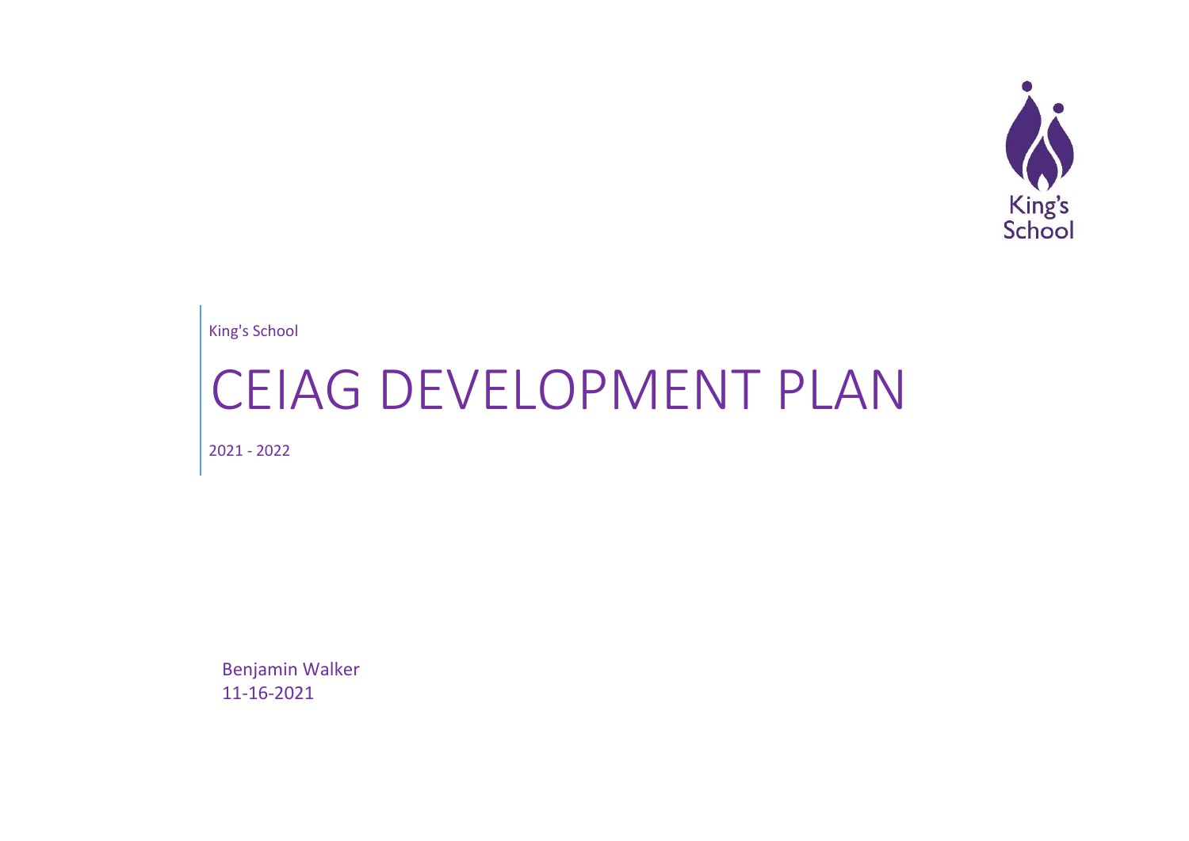King's School

# CEIAG DEVELOPMENT PLAN

2021 - 2022

Benjamin Walker
11-16-2021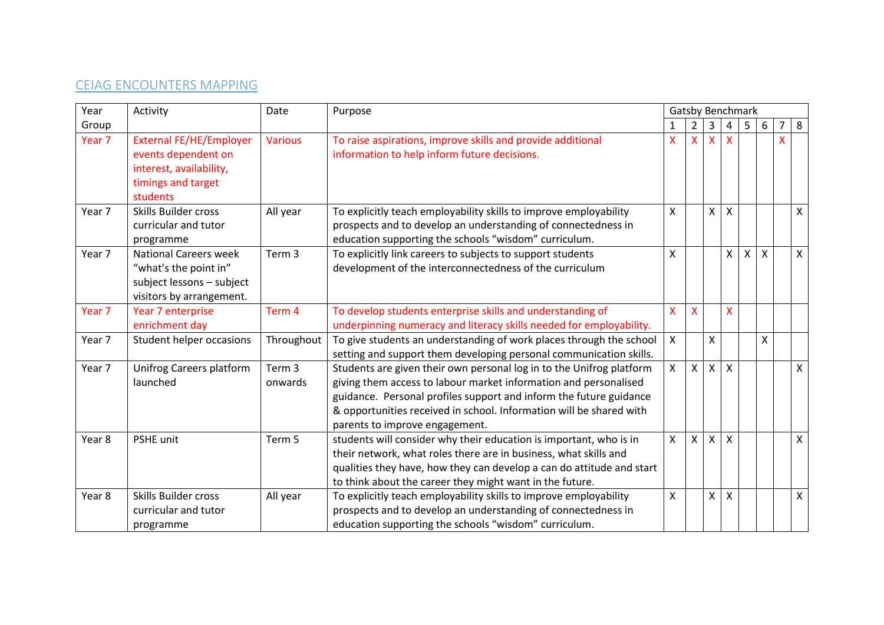## CEIAG ENCOUNTERS MAPPING

| Year Group | Activity | Date | Purpose | Gatsby Benchmark | | | | | | | |
|---|---|---|---|---|---|---|---|---|---|---|---|
| | | | | 1 | 2 | 3 | 4 | 5 | 6 | 7 | 8 |
| Year 7 | External FE/HE/Employer events dependent on interest, availability, timings and target students | Various | To raise aspirations, improve skills and provide additional information to help inform future decisions. | X | X | X | X | | | X | |
| Year 7 | Skills Builder cross curricular and tutor programme | All year | To explicitly teach employability skills to improve employability prospects and to develop an understanding of connectedness in education supporting the schools "wisdom" curriculum. | X | | X | X | | | | X |
| Year 7 | National Careers week "what's the point in" subject lessons – subject visitors by arrangement. | Term 3 | To explicitly link careers to subjects to support students development of the interconnectedness of the curriculum | X | | | X | X | X | | X |
| Year 7 | Year 7 enterprise enrichment day | Term 4 | To develop students enterprise skills and understanding of underpinning numeracy and literacy skills needed for employability. | X | X | | X | | | | |
| Year 7 | Student helper occasions | Throughout | To give students an understanding of work places through the school setting and support them developing personal communication skills. | X | | X | | | X | | |
| Year 7 | Unifrog Careers platform launched | Term 3 onwards | Students are given their own personal log in to the Unifrog platform giving them access to labour market information and personalised guidance. Personal profiles support and inform the future guidance & opportunities received in school. Information will be shared with parents to improve engagement. | X | X | X | X | | | | X |
| Year 8 | PSHE unit | Term 5 | students will consider why their education is important, who is in their network, what roles there are in business, what skills and qualities they have, how they can develop a can do attitude and start to think about the career they might want in the future. | X | X | X | X | | | | X |
| Year 8 | Skills Builder cross curricular and tutor programme | All year | To explicitly teach employability skills to improve employability prospects and to develop an understanding of connectedness in education supporting the schools "wisdom" curriculum. | X | | X | X | | | | X |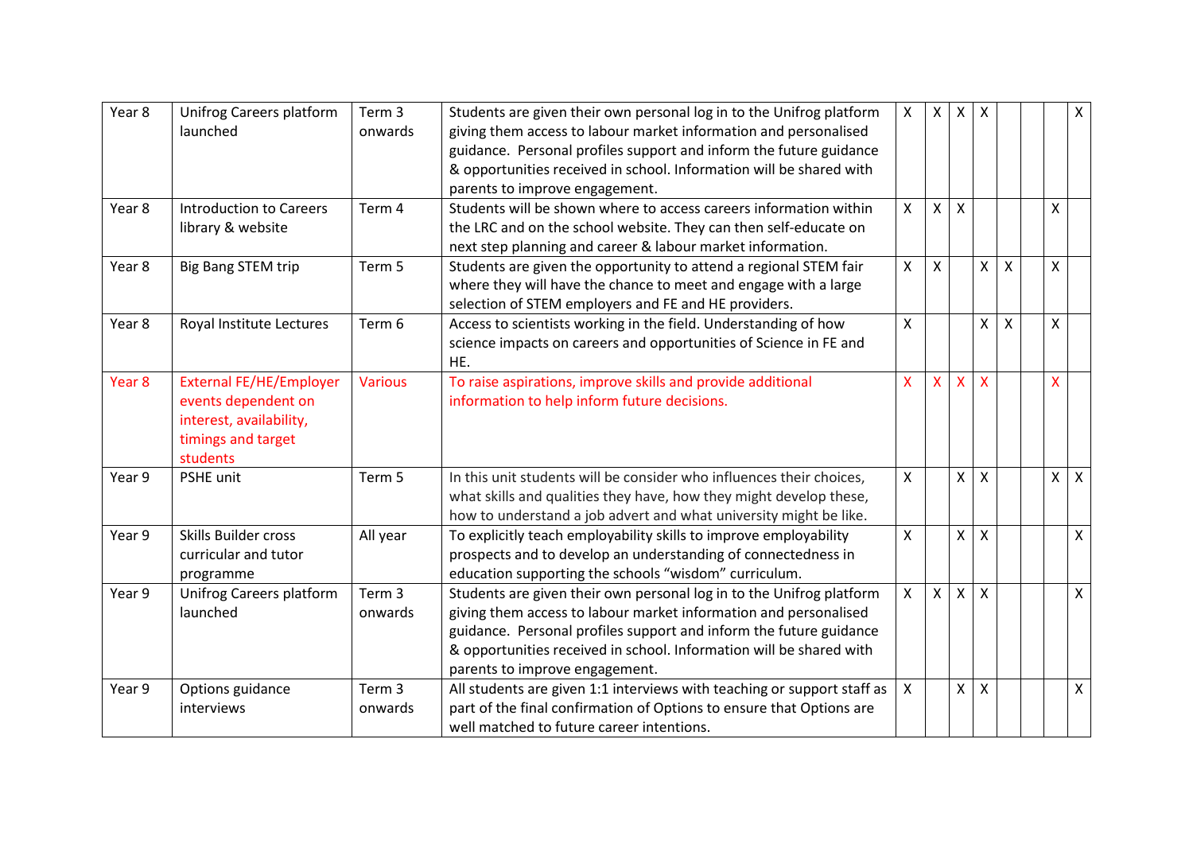| | | | | | | | | | | | |
|---|---|---|---|---|---|---|---|---|---|---|---|
| Year 8 | Unifrog Careers platform launched | Term 3 onwards | Students are given their own personal log in to the Unifrog platform giving them access to labour market information and personalised guidance. Personal profiles support and inform the future guidance & opportunities received in school. Information will be shared with parents to improve engagement. | X | X | X | X | | | | X |
| Year 8 | Introduction to Careers library & website | Term 4 | Students will be shown where to access careers information within the LRC and on the school website. They can then self-educate on next step planning and career & labour market information. | X | X | X | | | | X | |
| Year 8 | Big Bang STEM trip | Term 5 | Students are given the opportunity to attend a regional STEM fair where they will have the chance to meet and engage with a large selection of STEM employers and FE and HE providers. | X | X | | X | X | | X | |
| Year 8 | Royal Institute Lectures | Term 6 | Access to scientists working in the field. Understanding of how science impacts on careers and opportunities of Science in FE and HE. | X | | | X | X | | X | |
| Year 8 | External FE/HE/Employer events dependent on interest, availability, timings and target students | Various | To raise aspirations, improve skills and provide additional information to help inform future decisions. | X | X | X | X | | | X | |
| Year 9 | PSHE unit | Term 5 | In this unit students will be consider who influences their choices, what skills and qualities they have, how they might develop these, how to understand a job advert and what university might be like. | X | | X | X | | | X | X |
| Year 9 | Skills Builder cross curricular and tutor programme | All year | To explicitly teach employability skills to improve employability prospects and to develop an understanding of connectedness in education supporting the schools "wisdom" curriculum. | X | | X | X | | | | X |
| Year 9 | Unifrog Careers platform launched | Term 3 onwards | Students are given their own personal log in to the Unifrog platform giving them access to labour market information and personalised guidance. Personal profiles support and inform the future guidance & opportunities received in school. Information will be shared with parents to improve engagement. | X | X | X | X | | | | X |
| Year 9 | Options guidance interviews | Term 3 onwards | All students are given 1:1 interviews with teaching or support staff as part of the final confirmation of Options to ensure that Options are well matched to future career intentions. | X | | X | X | | | | X |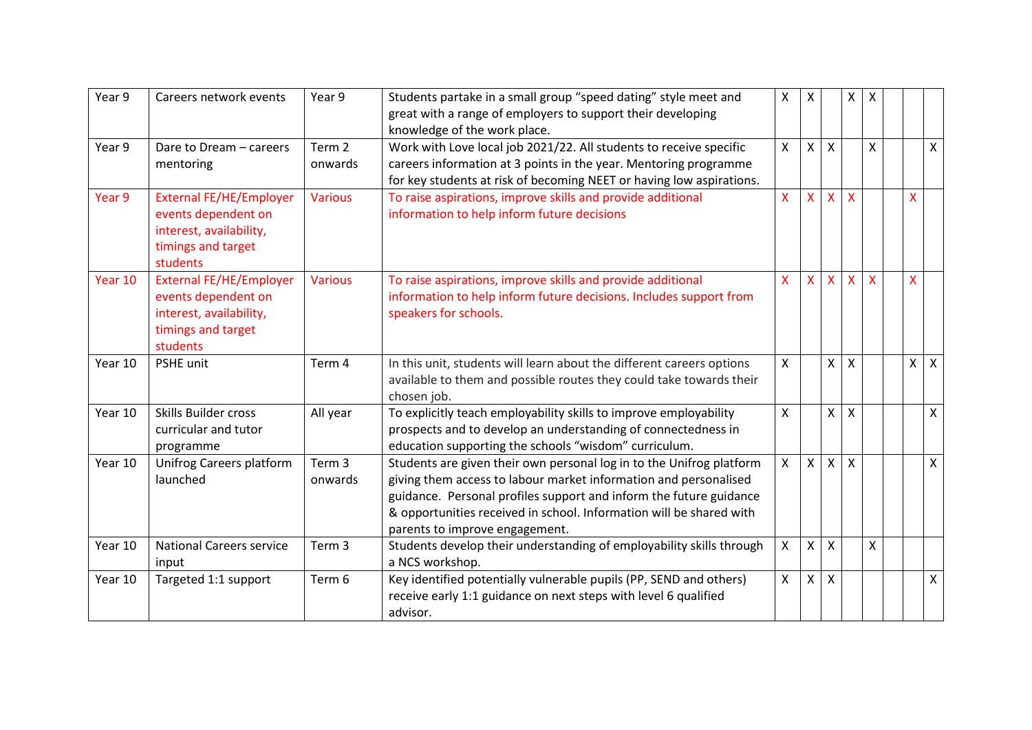| | | | | | | | | | | | |
|---|---|---|---|---|---|---|---|---|---|---|---|
| Year 9 | Careers network events | Year 9 | Students partake in a small group "speed dating" style meet and great with a range of employers to support their developing knowledge of the work place. | X | X | | X | X | | | |
| Year 9 | Dare to Dream – careers mentoring | Term 2 onwards | Work with Love local job 2021/22. All students to receive specific careers information at 3 points in the year. Mentoring programme for key students at risk of becoming NEET or having low aspirations. | X | X | X | | X | | | X |
| Year 9 | External FE/HE/Employer events dependent on interest, availability, timings and target students | Various | To raise aspirations, improve skills and provide additional information to help inform future decisions | X | X | X | X | | | X | |
| Year 10 | External FE/HE/Employer events dependent on interest, availability, timings and target students | Various | To raise aspirations, improve skills and provide additional information to help inform future decisions. Includes support from speakers for schools. | X | X | X | X | X | | X | |
| Year 10 | PSHE unit | Term 4 | In this unit, students will learn about the different careers options available to them and possible routes they could take towards their chosen job. | X | | X | X | | | X | X |
| Year 10 | Skills Builder cross curricular and tutor programme | All year | To explicitly teach employability skills to improve employability prospects and to develop an understanding of connectedness in education supporting the schools "wisdom" curriculum. | X | | X | X | | | | X |
| Year 10 | Unifrog Careers platform launched | Term 3 onwards | Students are given their own personal log in to the Unifrog platform giving them access to labour market information and personalised guidance. Personal profiles support and inform the future guidance & opportunities received in school. Information will be shared with parents to improve engagement. | X | X | X | X | | | | X |
| Year 10 | National Careers service input | Term 3 | Students develop their understanding of employability skills through a NCS workshop. | X | X | X | | X | | | |
| Year 10 | Targeted 1:1 support | Term 6 | Key identified potentially vulnerable pupils (PP, SEND and others) receive early 1:1 guidance on next steps with level 6 qualified advisor. | X | X | X | | | | | X |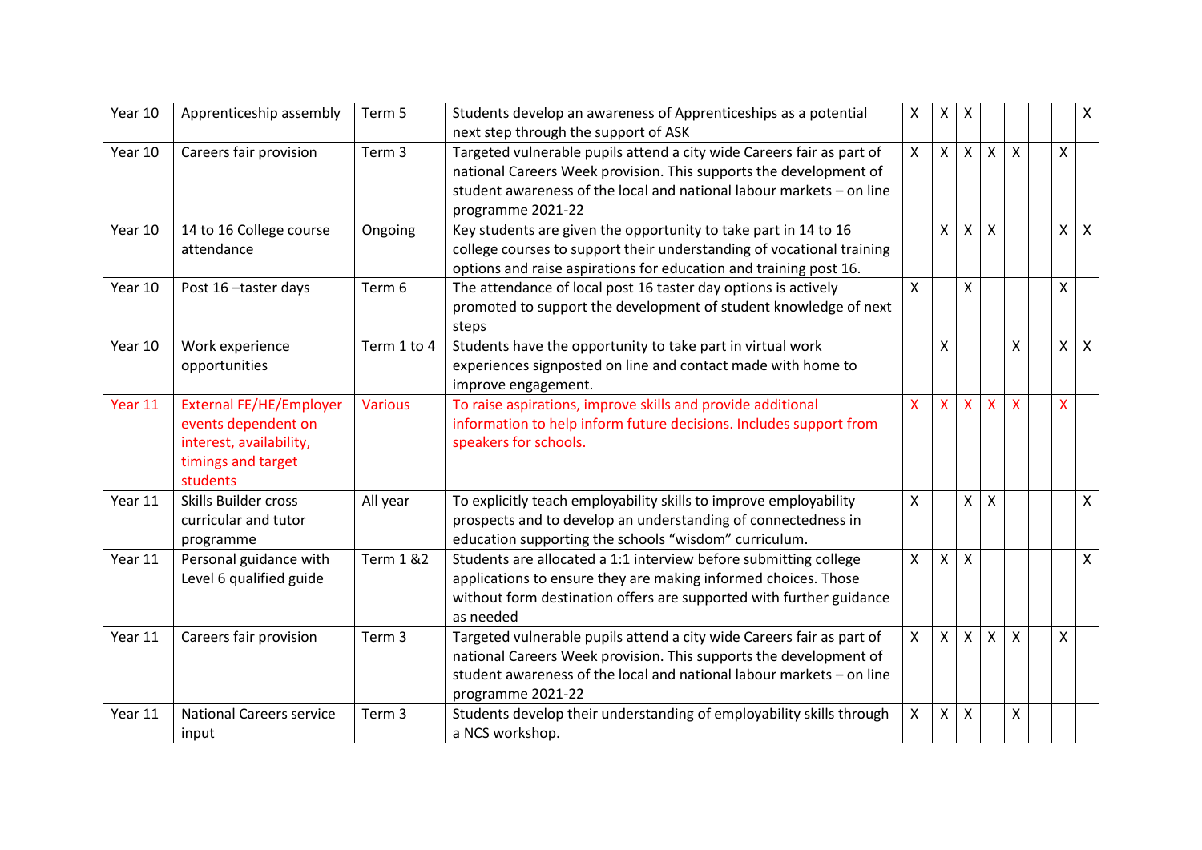| | | | | | | | | | | | |
|---|---|---|---|---|---|---|---|---|---|---|---|
| Year 10 | Apprenticeship assembly | Term 5 | Students develop an awareness of Apprenticeships as a potential next step through the support of ASK | X | X | X | | | | | X |
| Year 10 | Careers fair provision | Term 3 | Targeted vulnerable pupils attend a city wide Careers fair as part of national Careers Week provision. This supports the development of student awareness of the local and national labour markets – on line programme 2021-22 | X | X | X | X | X | | X | |
| Year 10 | 14 to 16 College course attendance | Ongoing | Key students are given the opportunity to take part in 14 to 16 college courses to support their understanding of vocational training options and raise aspirations for education and training post 16. | | X | X | X | | | X | X |
| Year 10 | Post 16 –taster days | Term 6 | The attendance of local post 16 taster day options is actively promoted to support the development of student knowledge of next steps | X | | X | | | | X | |
| Year 10 | Work experience opportunities | Term 1 to 4 | Students have the opportunity to take part in virtual work experiences signposted on line and contact made with home to improve engagement. | | X | | | X | | X | X |
| Year 11 | External FE/HE/Employer events dependent on interest, availability, timings and target students | Various | To raise aspirations, improve skills and provide additional information to help inform future decisions. Includes support from speakers for schools. | X | X | X | X | X | | X | |
| Year 11 | Skills Builder cross curricular and tutor programme | All year | To explicitly teach employability skills to improve employability prospects and to develop an understanding of connectedness in education supporting the schools "wisdom" curriculum. | X | | X | X | | | | X |
| Year 11 | Personal guidance with Level 6 qualified guide | Term 1 &2 | Students are allocated a 1:1 interview before submitting college applications to ensure they are making informed choices. Those without form destination offers are supported with further guidance as needed | X | X | X | | | | | X |
| Year 11 | Careers fair provision | Term 3 | Targeted vulnerable pupils attend a city wide Careers fair as part of national Careers Week provision. This supports the development of student awareness of the local and national labour markets – on line programme 2021-22 | X | X | X | X | X | | X | |
| Year 11 | National Careers service input | Term 3 | Students develop their understanding of employability skills through a NCS workshop. | X | X | X | | X | | | |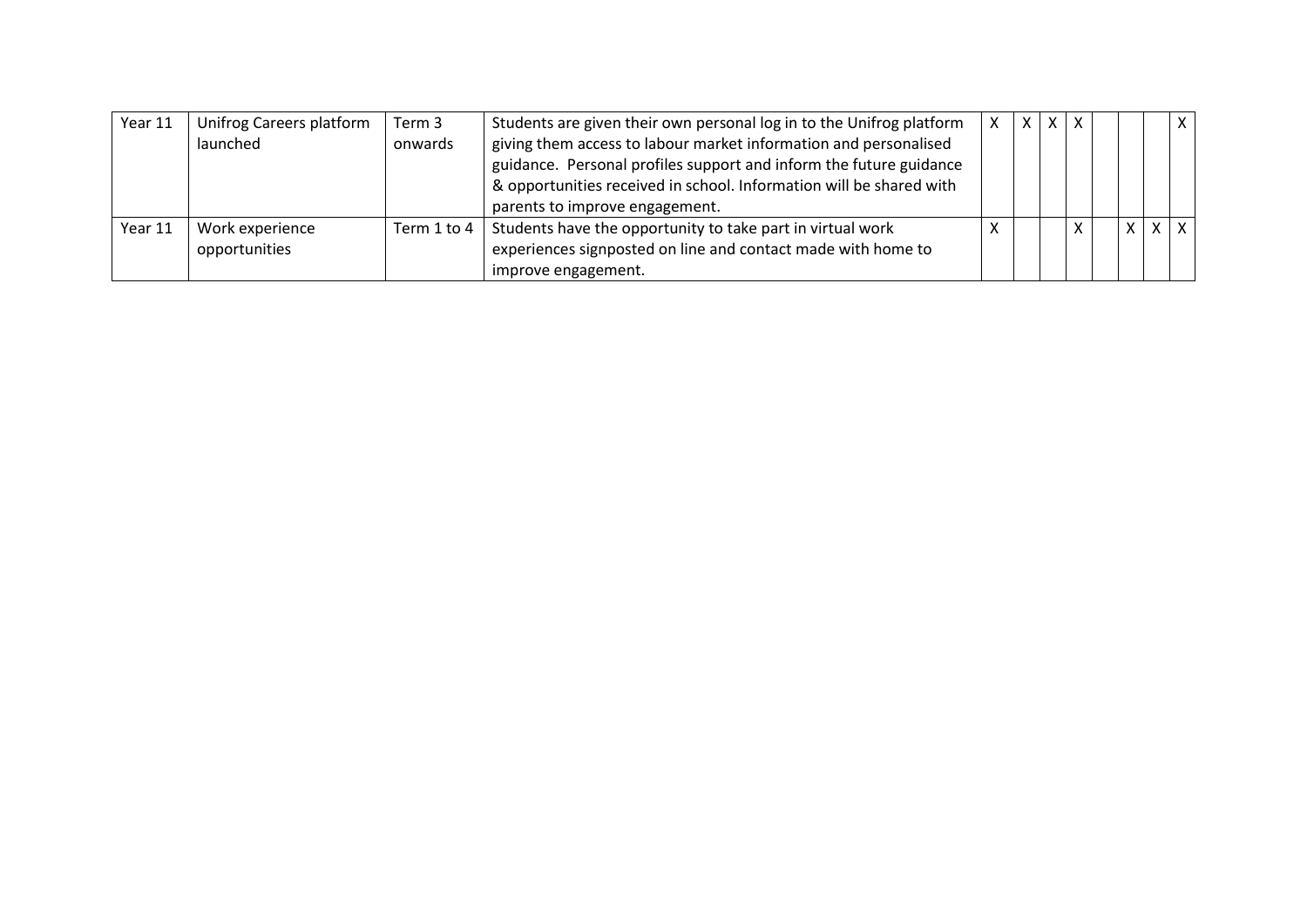| | | | | | | | | | | | |
|---|---|---|---|---|---|---|---|---|---|---|---|
| Year 11 | Unifrog Careers platform launched | Term 3 onwards | Students are given their own personal log in to the Unifrog platform giving them access to labour market information and personalised guidance. Personal profiles support and inform the future guidance & opportunities received in school. Information will be shared with parents to improve engagement. | X | X | X | X | | | | X |
| Year 11 | Work experience opportunities | Term 1 to 4 | Students have the opportunity to take part in virtual work experiences signposted on line and contact made with home to improve engagement. | X | | | X | | X | X | X |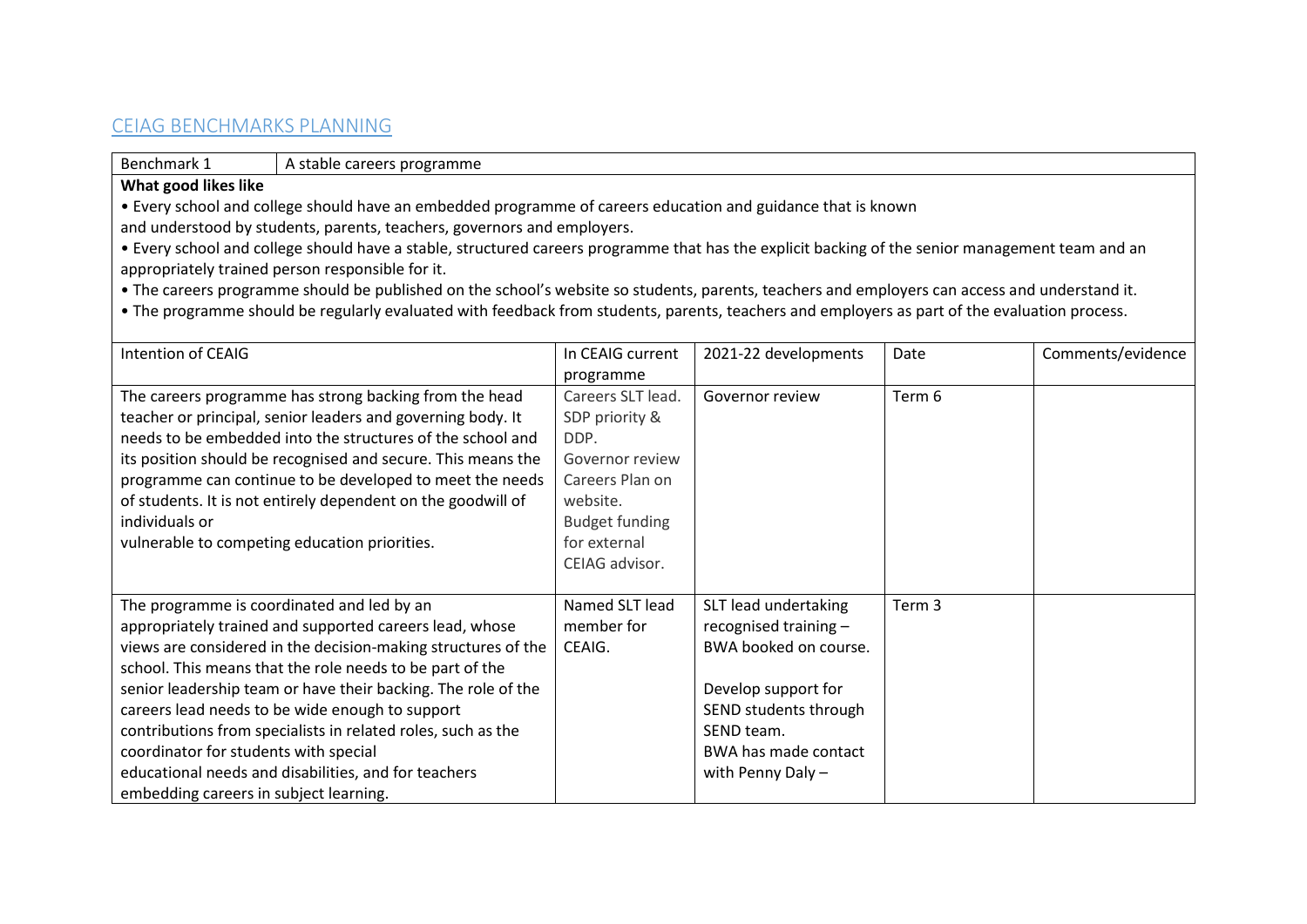## CEIAG BENCHMARKS PLANNING

| Benchmark 1 | A stable careers programme |
| --- | --- |

**What good likes like**

- Every school and college should have an embedded programme of careers education and guidance that is known and understood by students, parents, teachers, governors and employers.
- Every school and college should have a stable, structured careers programme that has the explicit backing of the senior management team and an appropriately trained person responsible for it.
- The careers programme should be published on the school's website so students, parents, teachers and employers can access and understand it.
- The programme should be regularly evaluated with feedback from students, parents, teachers and employers as part of the evaluation process.

| Intention of CEAIG | In CEAIG current programme | 2021-22 developments | Date | Comments/evidence |
| --- | --- | --- | --- | --- |
| The careers programme has strong backing from the head teacher or principal, senior leaders and governing body. It needs to be embedded into the structures of the school and its position should be recognised and secure. This means the programme can continue to be developed to meet the needs of students. It is not entirely dependent on the goodwill of individuals or vulnerable to competing education priorities. | Careers SLT lead. SDP priority & DDP. Governor review Careers Plan on website. Budget funding for external CEIAG advisor. | Governor review | Term 6 | |
| The programme is coordinated and led by an appropriately trained and supported careers lead, whose views are considered in the decision-making structures of the school. This means that the role needs to be part of the senior leadership team or have their backing. The role of the careers lead needs to be wide enough to support contributions from specialists in related roles, such as the coordinator for students with special educational needs and disabilities, and for teachers embedding careers in subject learning. | Named SLT lead member for CEAIG. | SLT lead undertaking recognised training – BWA booked on course.<br><br>Develop support for SEND students through SEND team.<br>BWA has made contact with Penny Daly – | Term 3 | |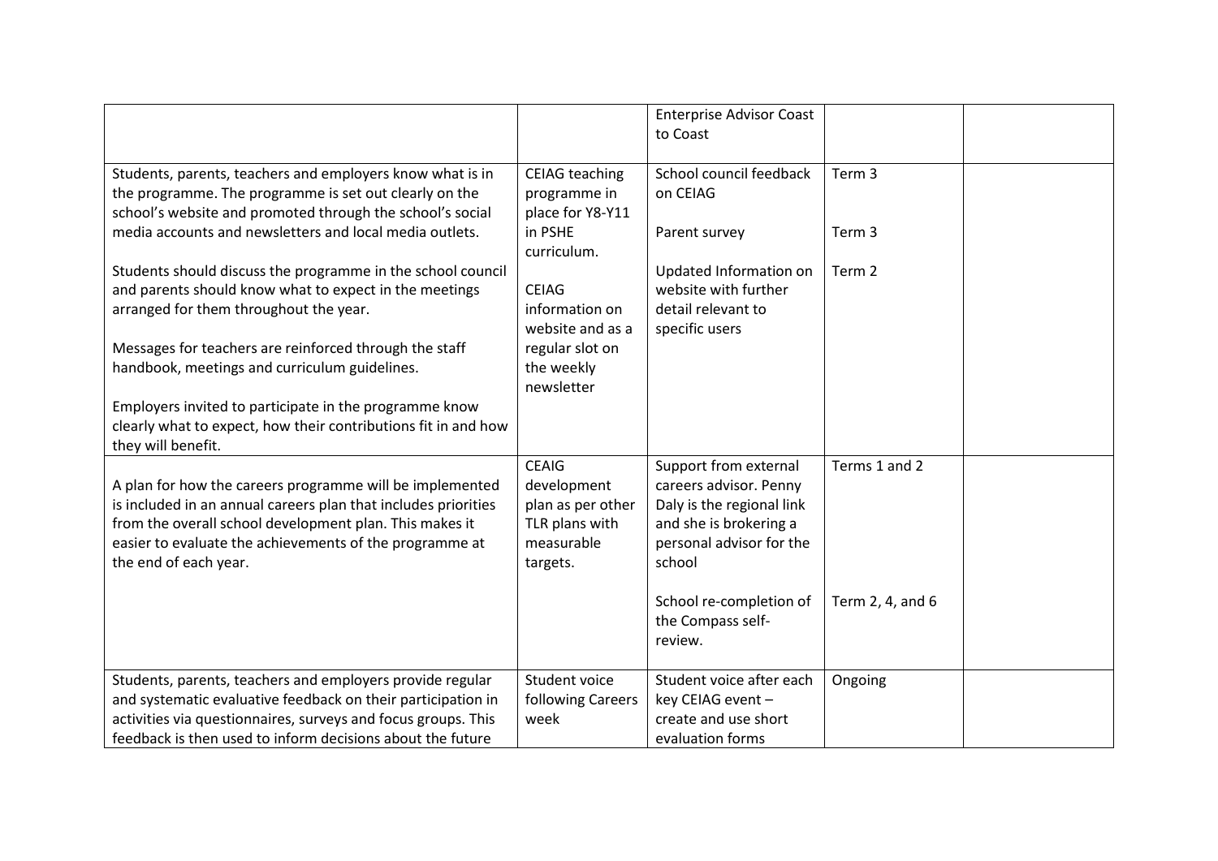| | | | | |
|---|---|---|---|---|
| | | Enterprise Advisor Coast to Coast | | |
| Students, parents, teachers and employers know what is in the programme. The programme is set out clearly on the school's website and promoted through the school's social media accounts and newsletters and local media outlets.<br><br>Students should discuss the programme in the school council and parents should know what to expect in the meetings arranged for them throughout the year.<br><br>Messages for teachers are reinforced through the staff handbook, meetings and curriculum guidelines.<br><br>Employers invited to participate in the programme know clearly what to expect, how their contributions fit in and how they will benefit. | CEIAG teaching programme in place for Y8-Y11 in PSHE curriculum.<br><br>CEIAG information on website and as a regular slot on the weekly newsletter | School council feedback on CEIAG<br><br>Parent survey<br><br>Updated Information on website with further detail relevant to specific users | Term 3<br><br>Term 3<br><br>Term 2 | |
| A plan for how the careers programme will be implemented is included in an annual careers plan that includes priorities from the overall school development plan. This makes it easier to evaluate the achievements of the programme at the end of each year. | CEAIG development plan as per other TLR plans with measurable targets. | Support from external careers advisor. Penny Daly is the regional link and she is brokering a personal advisor for the school<br><br>School re-completion of the Compass self-review. | Terms 1 and 2<br><br>Term 2, 4, and 6 | |
| Students, parents, teachers and employers provide regular and systematic evaluative feedback on their participation in activities via questionnaires, surveys and focus groups. This feedback is then used to inform decisions about the future | Student voice following Careers week | Student voice after each key CEIAG event – create and use short evaluation forms | Ongoing | |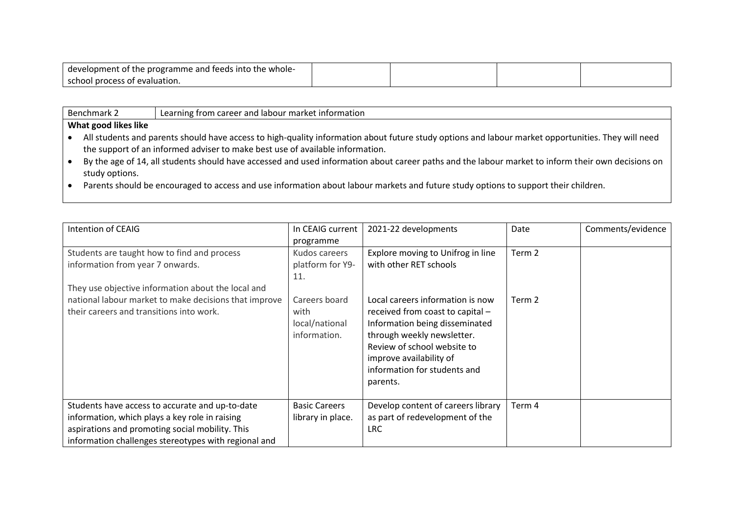| development of the programme and feeds into the whole-school process of evaluation. | | | | |
|---|---|---|---|---|

| Benchmark 2 | Learning from career and labour market information |
|---|---|

**What good likes like**

- All students and parents should have access to high-quality information about future study options and labour market opportunities. They will need the support of an informed adviser to make best use of available information.
- By the age of 14, all students should have accessed and used information about career paths and the labour market to inform their own decisions on study options.
- Parents should be encouraged to access and use information about labour markets and future study options to support their children.

| Intention of CEAIG | In CEAIG current programme | 2021-22 developments | Date | Comments/evidence |
|---|---|---|---|---|
| Students are taught how to find and process information from year 7 onwards.<br><br>They use objective information about the local and national labour market to make decisions that improve their careers and transitions into work. | Kudos careers platform for Y9-11.<br><br>Careers board with local/national information. | Explore moving to Unifrog in line with other RET schools<br><br>Local careers information is now received from coast to capital – Information being disseminated through weekly newsletter. Review of school website to improve availability of information for students and parents. | Term 2<br><br>Term 2 | |
| Students have access to accurate and up-to-date information, which plays a key role in raising aspirations and promoting social mobility. This information challenges stereotypes with regional and | Basic Careers library in place. | Develop content of careers library as part of redevelopment of the LRC | Term 4 | |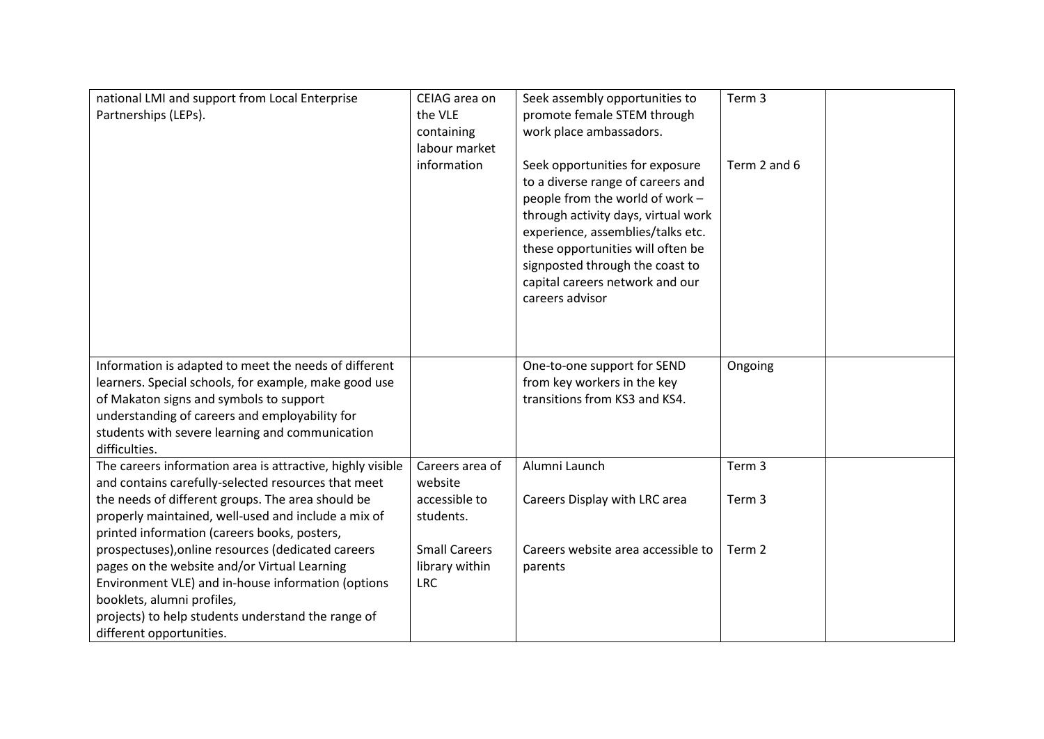| | | | | |
|---|---|---|---|---|
| national LMI and support from Local Enterprise Partnerships (LEPs). | CEIAG area on the VLE containing labour market information | Seek assembly opportunities to promote female STEM through work place ambassadors.<br><br>Seek opportunities for exposure to a diverse range of careers and people from the world of work – through activity days, virtual work experience, assemblies/talks etc. these opportunities will often be signposted through the coast to capital careers network and our careers advisor | Term 3<br><br>Term 2 and 6 | |
| Information is adapted to meet the needs of different learners. Special schools, for example, make good use of Makaton signs and symbols to support understanding of careers and employability for students with severe learning and communication difficulties. | | One-to-one support for SEND from key workers in the key transitions from KS3 and KS4. | Ongoing | |
| The careers information area is attractive, highly visible and contains carefully-selected resources that meet the needs of different groups. The area should be properly maintained, well-used and include a mix of printed information (careers books, posters, prospectuses),online resources (dedicated careers pages on the website and/or Virtual Learning Environment VLE) and in-house information (options booklets, alumni profiles, projects) to help students understand the range of different opportunities. | Careers area of website accessible to students.<br><br>Small Careers library within LRC | Alumni Launch<br><br>Careers Display with LRC area<br><br>Careers website area accessible to parents | Term 3<br><br>Term 3<br><br>Term 2 | |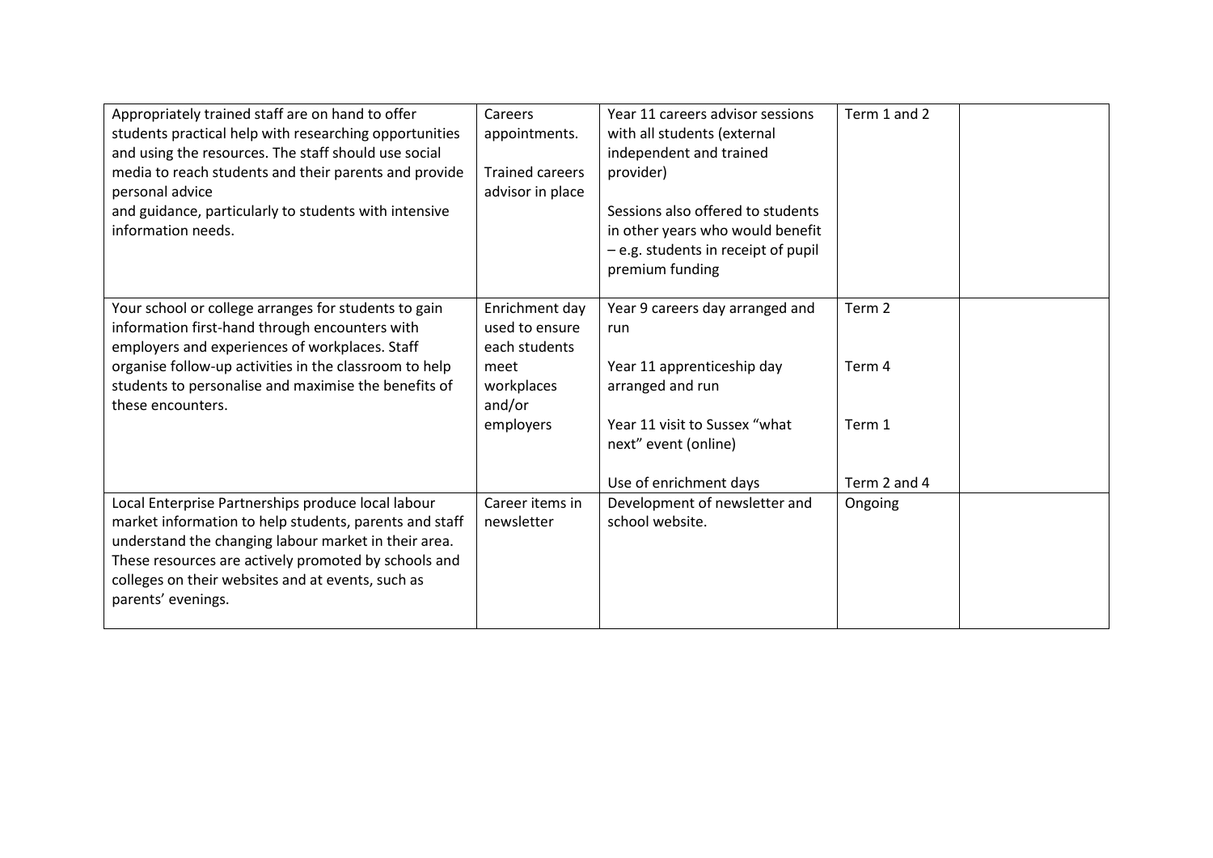| | | | | |
|---|---|---|---|---|
| Appropriately trained staff are on hand to offer students practical help with researching opportunities and using the resources. The staff should use social media to reach students and their parents and provide personal advice<br>and guidance, particularly to students with intensive information needs. | Careers appointments.<br><br>Trained careers advisor in place | Year 11 careers advisor sessions with all students (external independent and trained provider)<br><br>Sessions also offered to students in other years who would benefit – e.g. students in receipt of pupil premium funding | Term 1 and 2 | |
| Your school or college arranges for students to gain information first-hand through encounters with employers and experiences of workplaces. Staff organise follow-up activities in the classroom to help students to personalise and maximise the benefits of these encounters. | Enrichment day used to ensure each students meet workplaces and/or employers | Year 9 careers day arranged and run<br><br>Year 11 apprenticeship day arranged and run<br><br>Year 11 visit to Sussex "what next" event (online)<br><br>Use of enrichment days | Term 2<br><br>Term 4<br><br>Term 1<br><br>Term 2 and 4 | |
| Local Enterprise Partnerships produce local labour market information to help students, parents and staff understand the changing labour market in their area. These resources are actively promoted by schools and colleges on their websites and at events, such as parents' evenings. | Career items in newsletter | Development of newsletter and school website. | Ongoing | |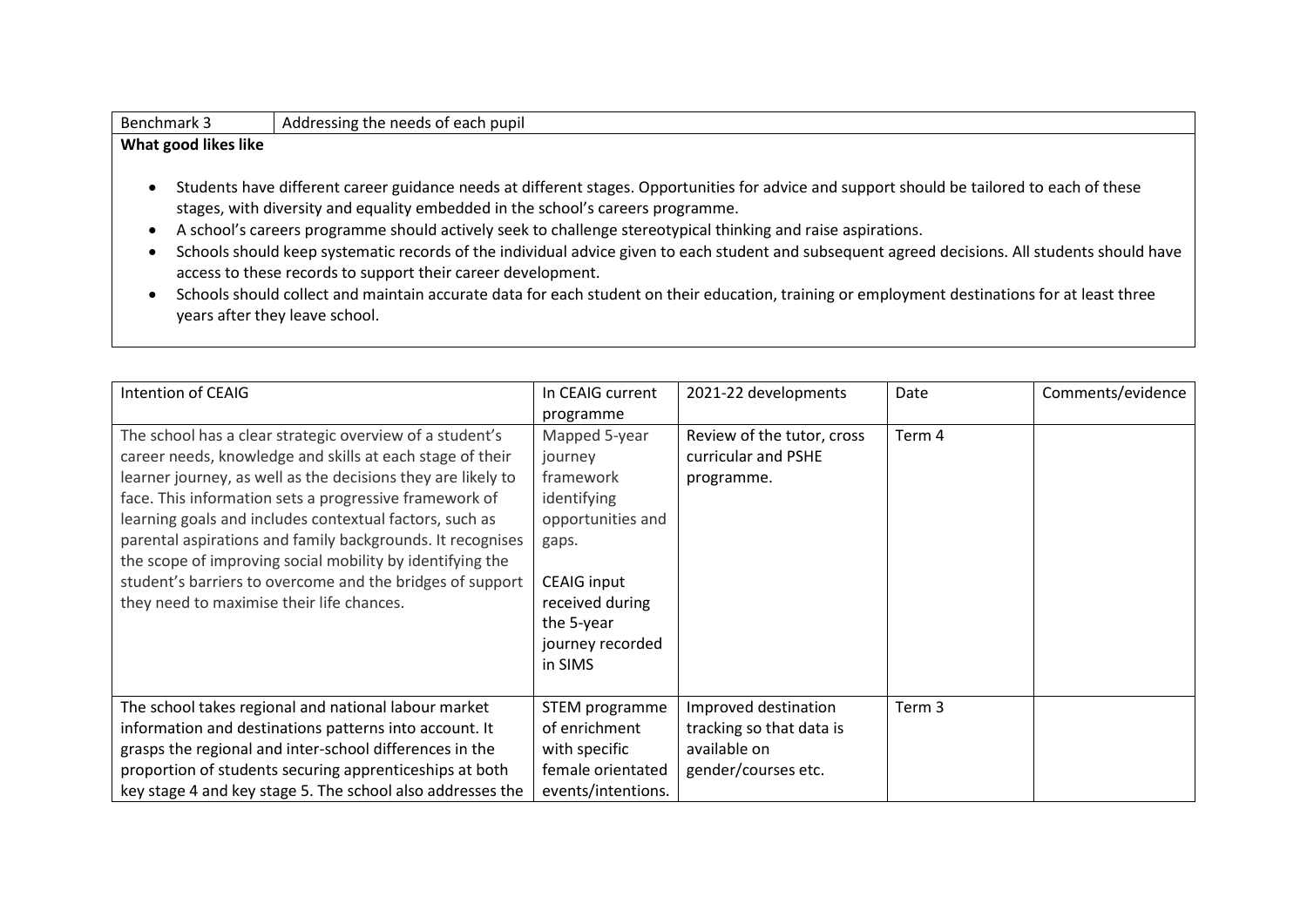| Benchmark 3 | Addressing the needs of each pupil |
|---|---|

**What good likes like**

- Students have different career guidance needs at different stages. Opportunities for advice and support should be tailored to each of these stages, with diversity and equality embedded in the school's careers programme.
- A school's careers programme should actively seek to challenge stereotypical thinking and raise aspirations.
- Schools should keep systematic records of the individual advice given to each student and subsequent agreed decisions. All students should have access to these records to support their career development.
- Schools should collect and maintain accurate data for each student on their education, training or employment destinations for at least three years after they leave school.

| Intention of CEAIG | In CEAIG current programme | 2021-22 developments | Date | Comments/evidence |
|---|---|---|---|---|
| The school has a clear strategic overview of a student's career needs, knowledge and skills at each stage of their learner journey, as well as the decisions they are likely to face. This information sets a progressive framework of learning goals and includes contextual factors, such as parental aspirations and family backgrounds. It recognises the scope of improving social mobility by identifying the student's barriers to overcome and the bridges of support they need to maximise their life chances. | Mapped 5-year journey framework identifying opportunities and gaps.<br><br>CEAIG input received during the 5-year journey recorded in SIMS | Review of the tutor, cross curricular and PSHE programme. | Term 4 | |
| The school takes regional and national labour market information and destinations patterns into account. It grasps the regional and inter-school differences in the proportion of students securing apprenticeships at both key stage 4 and key stage 5. The school also addresses the | STEM programme of enrichment with specific female orientated events/intentions. | Improved destination tracking so that data is available on gender/courses etc. | Term 3 | |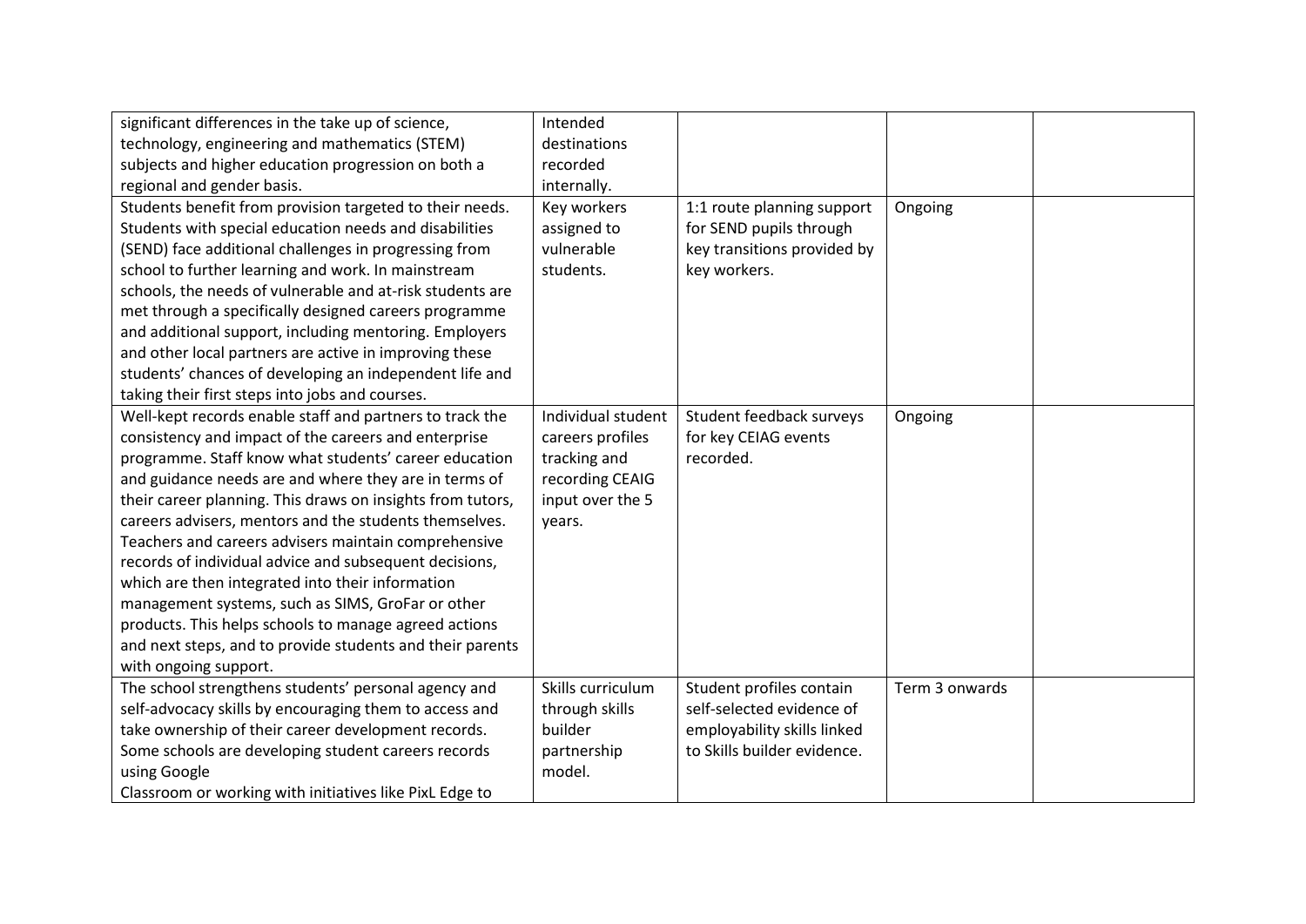| | | | | |
|---|---|---|---|---|
| significant differences in the take up of science, technology, engineering and mathematics (STEM) subjects and higher education progression on both a regional and gender basis. | Intended destinations recorded internally. | | | |
| Students benefit from provision targeted to their needs. Students with special education needs and disabilities (SEND) face additional challenges in progressing from school to further learning and work. In mainstream schools, the needs of vulnerable and at-risk students are met through a specifically designed careers programme and additional support, including mentoring. Employers and other local partners are active in improving these students' chances of developing an independent life and taking their first steps into jobs and courses. | Key workers assigned to vulnerable students. | 1:1 route planning support for SEND pupils through key transitions provided by key workers. | Ongoing | |
| Well-kept records enable staff and partners to track the consistency and impact of the careers and enterprise programme. Staff know what students' career education and guidance needs are and where they are in terms of their career planning. This draws on insights from tutors, careers advisers, mentors and the students themselves. Teachers and careers advisers maintain comprehensive records of individual advice and subsequent decisions, which are then integrated into their information management systems, such as SIMS, GroFar or other products. This helps schools to manage agreed actions and next steps, and to provide students and their parents with ongoing support. | Individual student careers profiles tracking and recording CEAIG input over the 5 years. | Student feedback surveys for key CEIAG events recorded. | Ongoing | |
| The school strengthens students' personal agency and self-advocacy skills by encouraging them to access and take ownership of their career development records. Some schools are developing student careers records using Google Classroom or working with initiatives like PixL Edge to | Skills curriculum through skills builder partnership model. | Student profiles contain self-selected evidence of employability skills linked to Skills builder evidence. | Term 3 onwards | |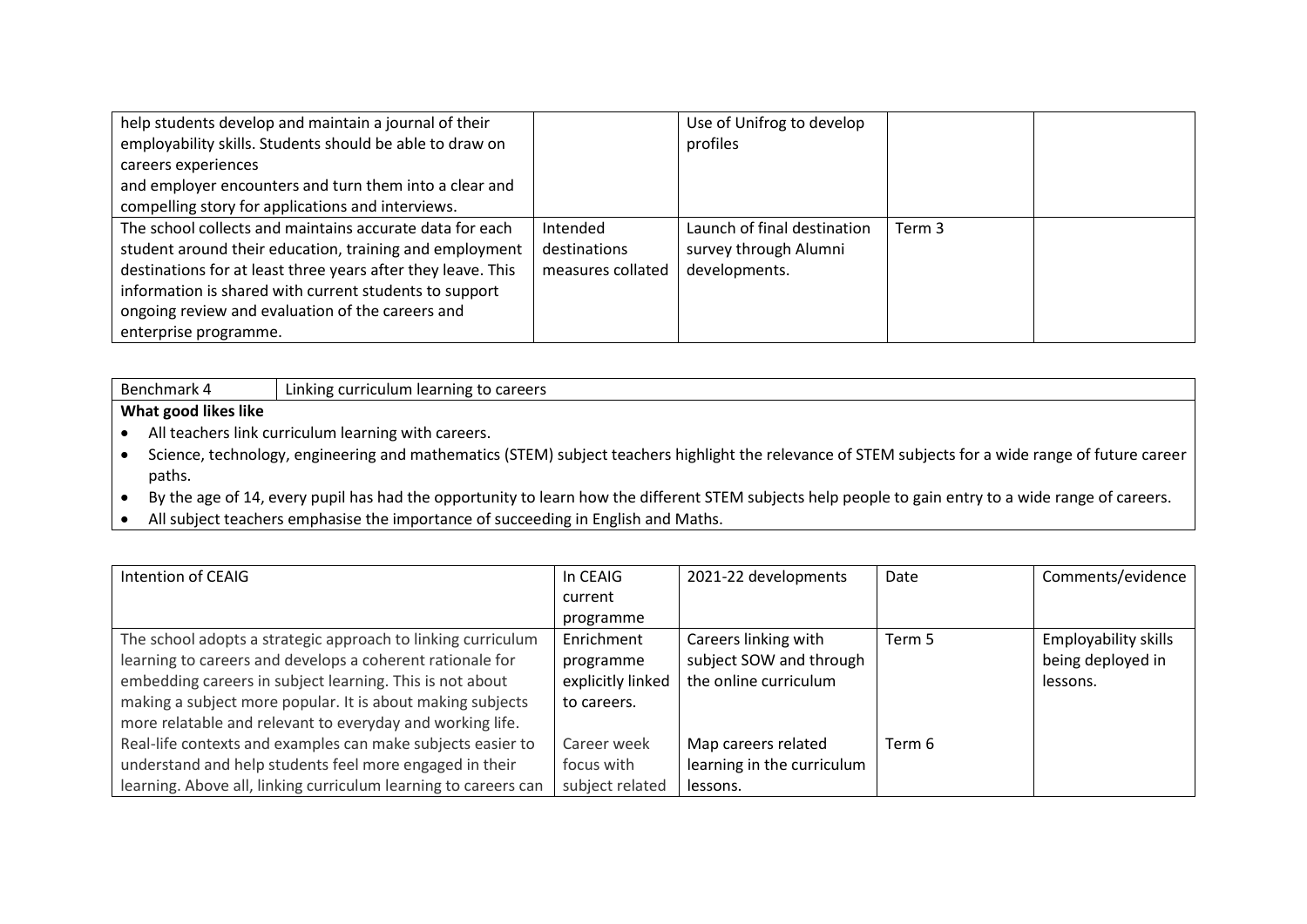| | | | | |
|---|---|---|---|---|
| help students develop and maintain a journal of their employability skills. Students should be able to draw on careers experiences and employer encounters and turn them into a clear and compelling story for applications and interviews. | | Use of Unifrog to develop profiles | | |
| The school collects and maintains accurate data for each student around their education, training and employment destinations for at least three years after they leave. This information is shared with current students to support ongoing review and evaluation of the careers and enterprise programme. | Intended destinations measures collated | Launch of final destination survey through Alumni developments. | Term 3 | |

| Benchmark 4 | Linking curriculum learning to careers |
|---|---|

**What good likes like**

- All teachers link curriculum learning with careers.
- Science, technology, engineering and mathematics (STEM) subject teachers highlight the relevance of STEM subjects for a wide range of future career paths.
- By the age of 14, every pupil has had the opportunity to learn how the different STEM subjects help people to gain entry to a wide range of careers.
- All subject teachers emphasise the importance of succeeding in English and Maths.

| Intention of CEAIG | In CEAIG current programme | 2021-22 developments | Date | Comments/evidence |
|---|---|---|---|---|
| The school adopts a strategic approach to linking curriculum learning to careers and develops a coherent rationale for embedding careers in subject learning. This is not about making a subject more popular. It is about making subjects more relatable and relevant to everyday and working life. | Enrichment programme explicitly linked to careers. | Careers linking with subject SOW and through the online curriculum | Term 5 | Employability skills being deployed in lessons. |
| Real-life contexts and examples can make subjects easier to understand and help students feel more engaged in their learning. Above all, linking curriculum learning to careers can | Career week focus with subject related | Map careers related learning in the curriculum lessons. | Term 6 | |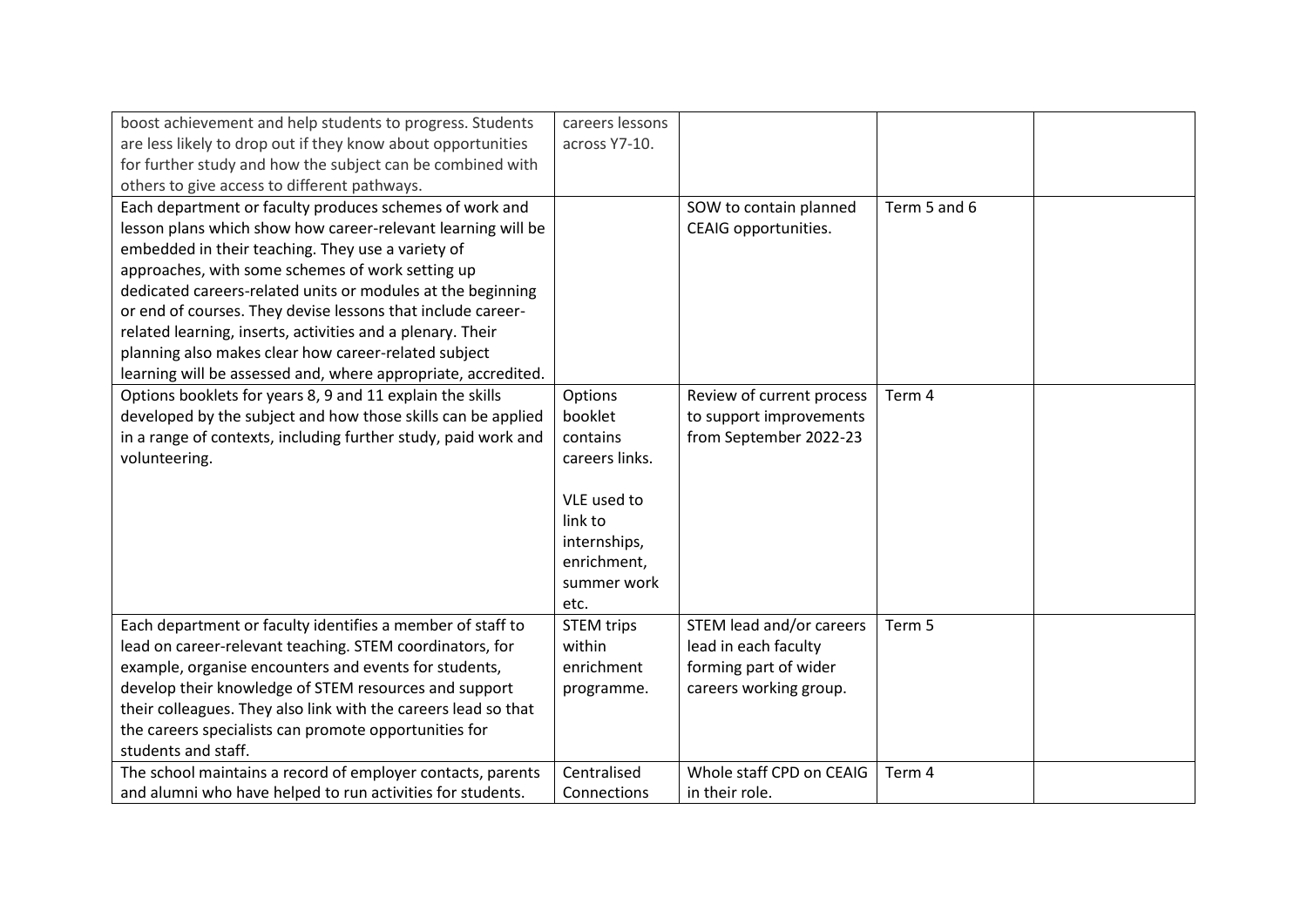| | | | | |
|---|---|---|---|---|
| boost achievement and help students to progress. Students are less likely to drop out if they know about opportunities for further study and how the subject can be combined with others to give access to different pathways. | careers lessons across Y7-10. | | | |
| Each department or faculty produces schemes of work and lesson plans which show how career-relevant learning will be embedded in their teaching. They use a variety of approaches, with some schemes of work setting up dedicated careers-related units or modules at the beginning or end of courses. They devise lessons that include career-related learning, inserts, activities and a plenary. Their planning also makes clear how career-related subject learning will be assessed and, where appropriate, accredited. | | SOW to contain planned CEAIG opportunities. | Term 5 and 6 | |
| Options booklets for years 8, 9 and 11 explain the skills developed by the subject and how those skills can be applied in a range of contexts, including further study, paid work and volunteering. | Options booklet contains careers links.<br><br>VLE used to link to internships, enrichment, summer work etc. | Review of current process to support improvements from September 2022-23 | Term 4 | |
| Each department or faculty identifies a member of staff to lead on career-relevant teaching. STEM coordinators, for example, organise encounters and events for students, develop their knowledge of STEM resources and support their colleagues. They also link with the careers lead so that the careers specialists can promote opportunities for students and staff. | STEM trips within enrichment programme. | STEM lead and/or careers lead in each faculty forming part of wider careers working group. | Term 5 | |
| The school maintains a record of employer contacts, parents and alumni who have helped to run activities for students. | Centralised Connections | Whole staff CPD on CEAIG in their role. | Term 4 | |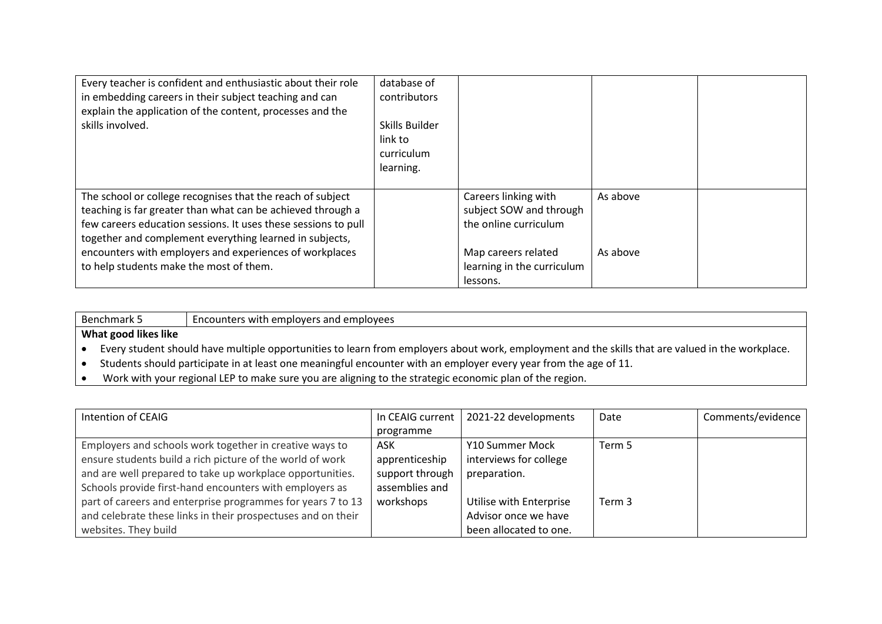| | | | | |
|---|---|---|---|---|
| Every teacher is confident and enthusiastic about their role in embedding careers in their subject teaching and can explain the application of the content, processes and the skills involved. | database of contributors<br><br>Skills Builder link to curriculum learning. | | | |
| The school or college recognises that the reach of subject teaching is far greater than what can be achieved through a few careers education sessions. It uses these sessions to pull together and complement everything learned in subjects, encounters with employers and experiences of workplaces to help students make the most of them. | | Careers linking with subject SOW and through the online curriculum<br><br>Map careers related learning in the curriculum lessons. | As above<br><br>As above | |

| Benchmark 5 | Encounters with employers and employees |
|---|---|

**What good likes like**

- Every student should have multiple opportunities to learn from employers about work, employment and the skills that are valued in the workplace.
- Students should participate in at least one meaningful encounter with an employer every year from the age of 11.
- Work with your regional LEP to make sure you are aligning to the strategic economic plan of the region.

| Intention of CEAIG | In CEAIG current programme | 2021-22 developments | Date | Comments/evidence |
|---|---|---|---|---|
| Employers and schools work together in creative ways to ensure students build a rich picture of the world of work and are well prepared to take up workplace opportunities. Schools provide first-hand encounters with employers as part of careers and enterprise programmes for years 7 to 13 and celebrate these links in their prospectuses and on their websites. They build | ASK apprenticeship support through assemblies and workshops | Y10 Summer Mock interviews for college preparation.<br><br>Utilise with Enterprise Advisor once we have been allocated to one. | Term 5<br><br>Term 3 | |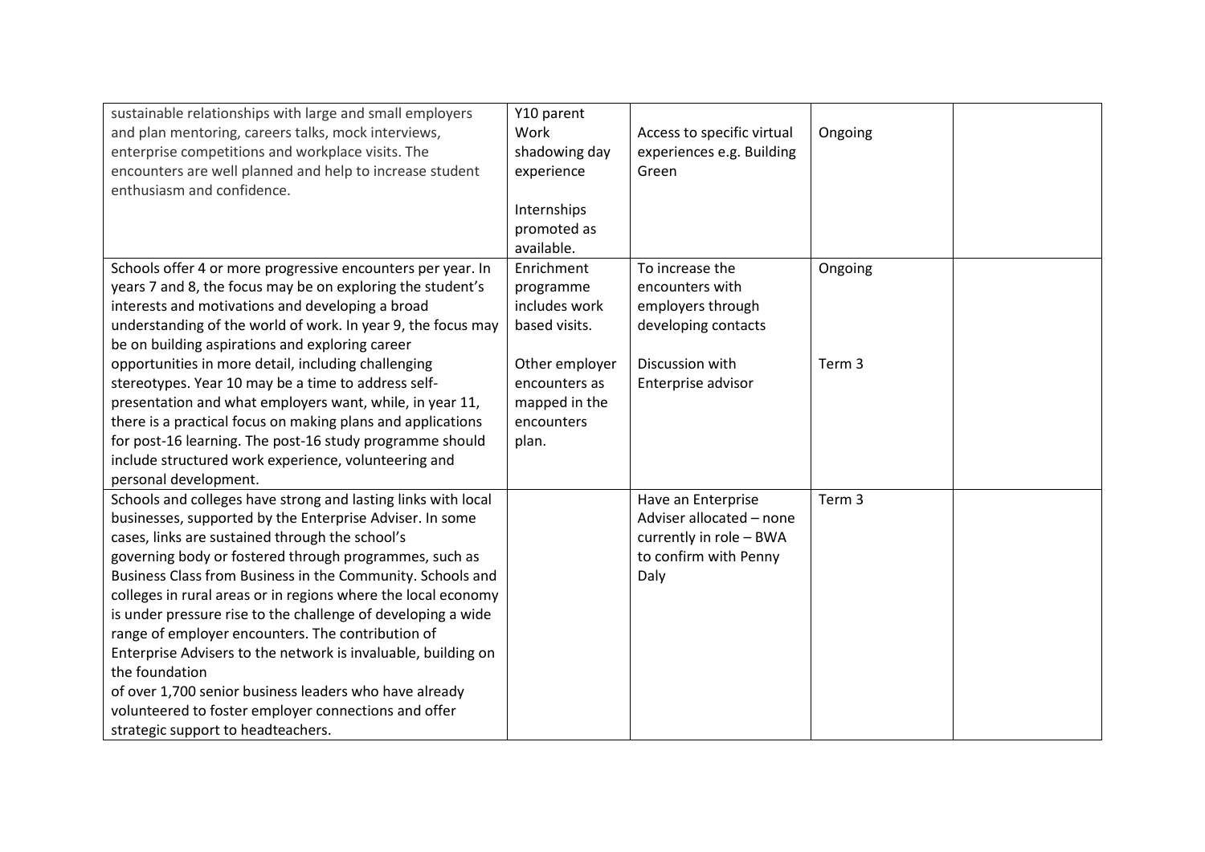| | | | | |
|---|---|---|---|---|
| sustainable relationships with large and small employers and plan mentoring, careers talks, mock interviews, enterprise competitions and workplace visits. The encounters are well planned and help to increase student enthusiasm and confidence. | Y10 parent Work shadowing day experience<br><br>Internships promoted as available. | Access to specific virtual experiences e.g. Building Green | Ongoing | |
| Schools offer 4 or more progressive encounters per year. In years 7 and 8, the focus may be on exploring the student's interests and motivations and developing a broad understanding of the world of work. In year 9, the focus may be on building aspirations and exploring career opportunities in more detail, including challenging stereotypes. Year 10 may be a time to address self-presentation and what employers want, while, in year 11, there is a practical focus on making plans and applications for post-16 learning. The post-16 study programme should include structured work experience, volunteering and personal development. | Enrichment programme includes work based visits.<br><br>Other employer encounters as mapped in the encounters plan. | To increase the encounters with employers through developing contacts<br><br>Discussion with Enterprise advisor | Ongoing<br><br>Term 3 | |
| Schools and colleges have strong and lasting links with local businesses, supported by the Enterprise Adviser. In some cases, links are sustained through the school's governing body or fostered through programmes, such as Business Class from Business in the Community. Schools and colleges in rural areas or in regions where the local economy is under pressure rise to the challenge of developing a wide range of employer encounters. The contribution of Enterprise Advisers to the network is invaluable, building on the foundation of over 1,700 senior business leaders who have already volunteered to foster employer connections and offer strategic support to headteachers. | | Have an Enterprise Adviser allocated – none currently in role – BWA to confirm with Penny Daly | Term 3 | |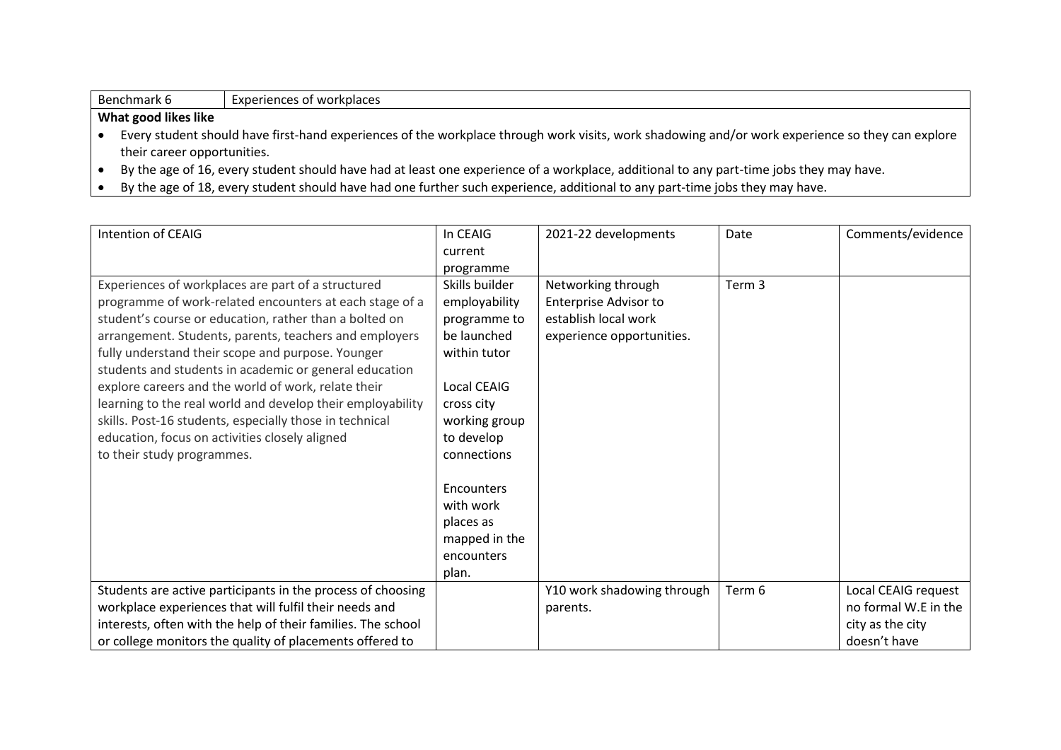| Benchmark 6 | Experiences of workplaces |
|---|---|

**What good likes like**

- Every student should have first-hand experiences of the workplace through work visits, work shadowing and/or work experience so they can explore their career opportunities.
- By the age of 16, every student should have had at least one experience of a workplace, additional to any part-time jobs they may have.
- By the age of 18, every student should have had one further such experience, additional to any part-time jobs they may have.

| Intention of CEAIG | In CEAIG current programme | 2021-22 developments | Date | Comments/evidence |
|---|---|---|---|---|
| Experiences of workplaces are part of a structured programme of work-related encounters at each stage of a student's course or education, rather than a bolted on arrangement. Students, parents, teachers and employers fully understand their scope and purpose. Younger students and students in academic or general education explore careers and the world of work, relate their learning to the real world and develop their employability skills. Post-16 students, especially those in technical education, focus on activities closely aligned to their study programmes. | Skills builder employability programme to be launched within tutor<br><br>Local CEAIG cross city working group to develop connections<br><br>Encounters with work places as mapped in the encounters plan. | Networking through Enterprise Advisor to establish local work experience opportunities. | Term 3 | |
| Students are active participants in the process of choosing workplace experiences that will fulfil their needs and interests, often with the help of their families. The school or college monitors the quality of placements offered to | | Y10 work shadowing through parents. | Term 6 | Local CEAIG request no formal W.E in the city as the city doesn't have |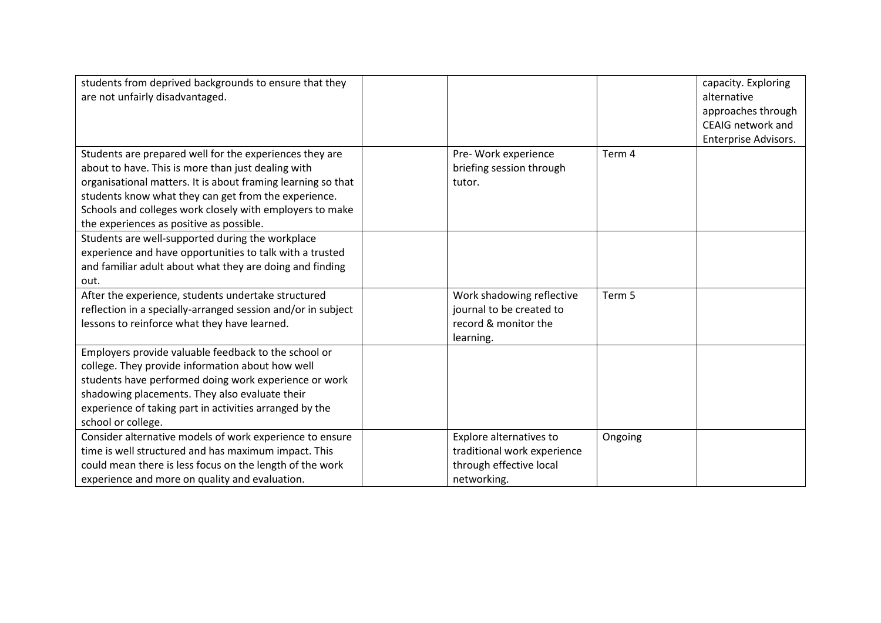| | | | | |
|---|---|---|---|---|
| students from deprived backgrounds to ensure that they are not unfairly disadvantaged. | | | | capacity. Exploring alternative approaches through CEAIG network and Enterprise Advisors. |
| Students are prepared well for the experiences they are about to have. This is more than just dealing with organisational matters. It is about framing learning so that students know what they can get from the experience. Schools and colleges work closely with employers to make the experiences as positive as possible. | | Pre- Work experience briefing session through tutor. | Term 4 | |
| Students are well-supported during the workplace experience and have opportunities to talk with a trusted and familiar adult about what they are doing and finding out. | | | | |
| After the experience, students undertake structured reflection in a specially-arranged session and/or in subject lessons to reinforce what they have learned. | | Work shadowing reflective journal to be created to record & monitor the learning. | Term 5 | |
| Employers provide valuable feedback to the school or college. They provide information about how well students have performed doing work experience or work shadowing placements. They also evaluate their experience of taking part in activities arranged by the school or college. | | | | |
| Consider alternative models of work experience to ensure time is well structured and has maximum impact. This could mean there is less focus on the length of the work experience and more on quality and evaluation. | | Explore alternatives to traditional work experience through effective local networking. | Ongoing | |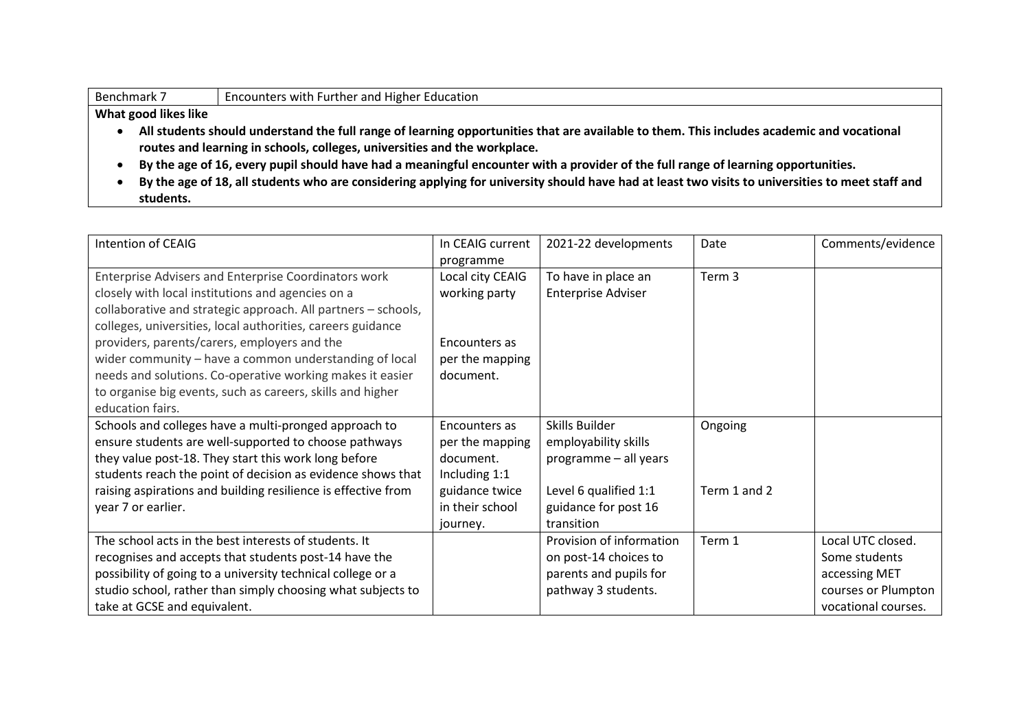| Benchmark 7 | Encounters with Further and Higher Education |
|---|---|

**What good likes like**

- **All students should understand the full range of learning opportunities that are available to them. This includes academic and vocational routes and learning in schools, colleges, universities and the workplace.**
- **By the age of 16, every pupil should have had a meaningful encounter with a provider of the full range of learning opportunities.**
- **By the age of 18, all students who are considering applying for university should have had at least two visits to universities to meet staff and students.**

| Intention of CEAIG | In CEAIG current programme | 2021-22 developments | Date | Comments/evidence |
|---|---|---|---|---|
| Enterprise Advisers and Enterprise Coordinators work closely with local institutions and agencies on a collaborative and strategic approach. All partners – schools, colleges, universities, local authorities, careers guidance providers, parents/carers, employers and the wider community – have a common understanding of local needs and solutions. Co-operative working makes it easier to organise big events, such as careers, skills and higher education fairs. | Local city CEAIG working party<br><br>Encounters as per the mapping document. | To have in place an Enterprise Adviser | Term 3 | |
| Schools and colleges have a multi-pronged approach to ensure students are well-supported to choose pathways they value post-18. They start this work long before students reach the point of decision as evidence shows that raising aspirations and building resilience is effective from year 7 or earlier. | Encounters as per the mapping document. Including 1:1 guidance twice in their school journey. | Skills Builder employability skills programme – all years<br><br>Level 6 qualified 1:1 guidance for post 16 transition | Ongoing<br><br>Term 1 and 2 | |
| The school acts in the best interests of students. It recognises and accepts that students post-14 have the possibility of going to a university technical college or a studio school, rather than simply choosing what subjects to take at GCSE and equivalent. | | Provision of information on post-14 choices to parents and pupils for pathway 3 students. | Term 1 | Local UTC closed. Some students accessing MET courses or Plumpton vocational courses. |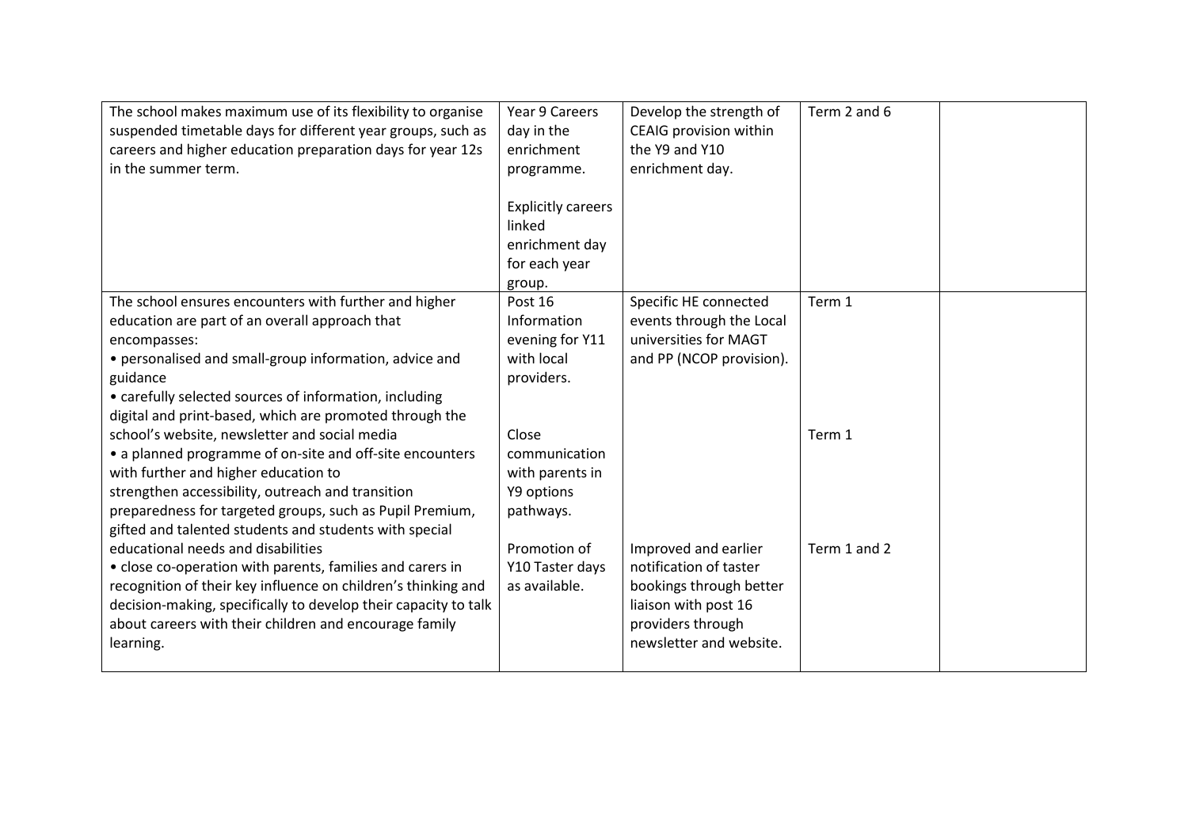| | | | | |
|---|---|---|---|---|
| The school makes maximum use of its flexibility to organise suspended timetable days for different year groups, such as careers and higher education preparation days for year 12s in the summer term. | Year 9 Careers day in the enrichment programme.<br><br>Explicitly careers linked enrichment day for each year group. | Develop the strength of CEAIG provision within the Y9 and Y10 enrichment day. | Term 2 and 6 | |
| The school ensures encounters with further and higher education are part of an overall approach that encompasses:<br>• personalised and small-group information, advice and guidance<br>• carefully selected sources of information, including digital and print-based, which are promoted through the school's website, newsletter and social media<br>• a planned programme of on-site and off-site encounters with further and higher education to strengthen accessibility, outreach and transition preparedness for targeted groups, such as Pupil Premium, gifted and talented students and students with special educational needs and disabilities<br>• close co-operation with parents, families and carers in recognition of their key influence on children's thinking and decision-making, specifically to develop their capacity to talk about careers with their children and encourage family learning. | Post 16 Information evening for Y11 with local providers.<br><br>Close communication with parents in Y9 options pathways.<br><br>Promotion of Y10 Taster days as available. | Specific HE connected events through the Local universities for MAGT and PP (NCOP provision).<br><br>Improved and earlier notification of taster bookings through better liaison with post 16 providers through newsletter and website. | Term 1<br><br>Term 1<br><br>Term 1 and 2 | |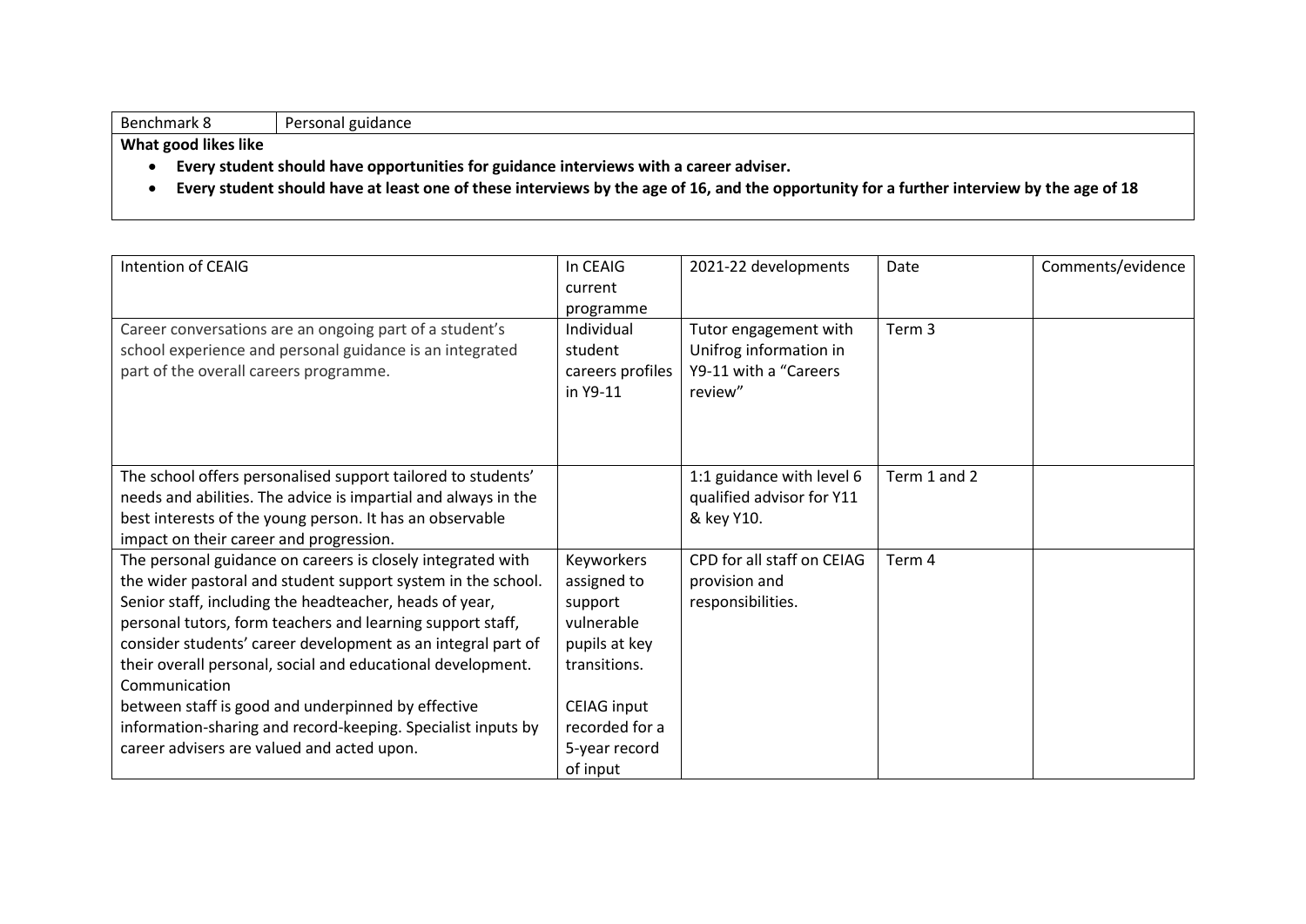| Benchmark 8 | Personal guidance |
|---|---|

**What good likes like**

- **Every student should have opportunities for guidance interviews with a career adviser.**
- **Every student should have at least one of these interviews by the age of 16, and the opportunity for a further interview by the age of 18**

| Intention of CEAIG | In CEAIG current programme | 2021-22 developments | Date | Comments/evidence |
|---|---|---|---|---|
| Career conversations are an ongoing part of a student's school experience and personal guidance is an integrated part of the overall careers programme. | Individual student careers profiles in Y9-11 | Tutor engagement with Unifrog information in Y9-11 with a "Careers review" | Term 3 | |
| The school offers personalised support tailored to students' needs and abilities. The advice is impartial and always in the best interests of the young person. It has an observable impact on their career and progression. | | 1:1 guidance with level 6 qualified advisor for Y11 & key Y10. | Term 1 and 2 | |
| The personal guidance on careers is closely integrated with the wider pastoral and student support system in the school. Senior staff, including the headteacher, heads of year, personal tutors, form teachers and learning support staff, consider students' career development as an integral part of their overall personal, social and educational development. Communication between staff is good and underpinned by effective information-sharing and record-keeping. Specialist inputs by career advisers are valued and acted upon. | Keyworkers assigned to support vulnerable pupils at key transitions. <br><br> CEIAG input recorded for a 5-year record of input | CPD for all staff on CEIAG provision and responsibilities. | Term 4 | |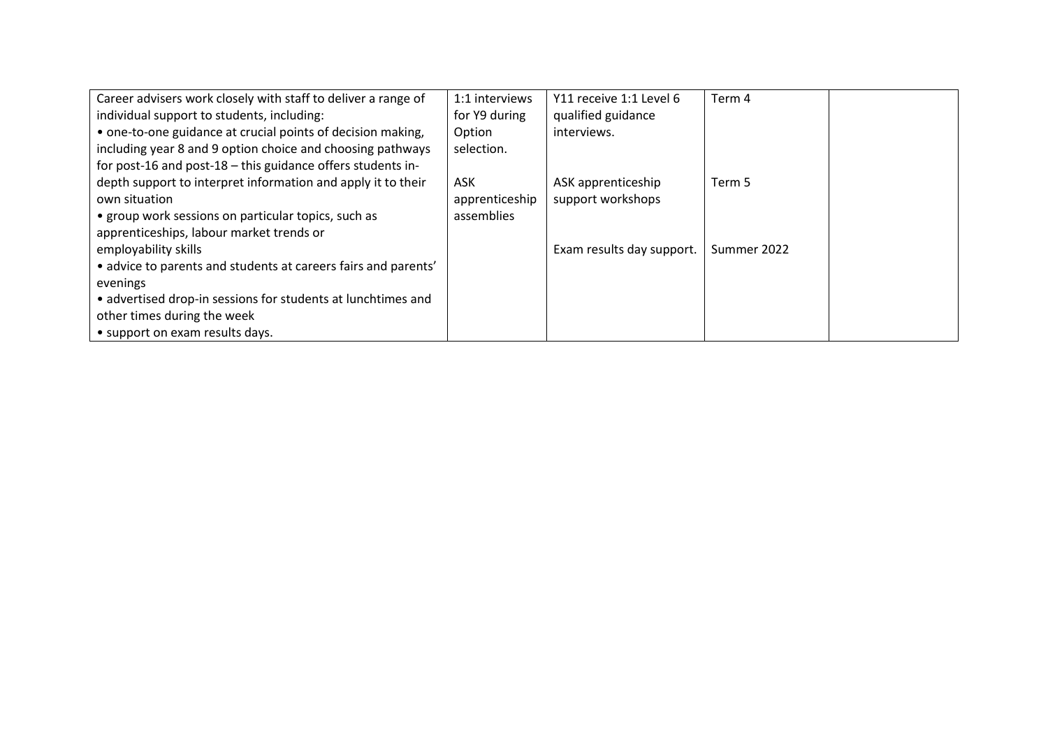| | | | | |
|---|---|---|---|---|
| Career advisers work closely with staff to deliver a range of individual support to students, including:<br>• one-to-one guidance at crucial points of decision making, including year 8 and 9 option choice and choosing pathways for post-16 and post-18 – this guidance offers students in-depth support to interpret information and apply it to their own situation<br>• group work sessions on particular topics, such as apprenticeships, labour market trends or employability skills<br>• advice to parents and students at careers fairs and parents' evenings<br>• advertised drop-in sessions for students at lunchtimes and other times during the week<br>• support on exam results days. | 1:1 interviews for Y9 during Option selection.<br><br>ASK apprenticeship assemblies | Y11 receive 1:1 Level 6 qualified guidance interviews.<br><br>ASK apprenticeship support workshops<br><br>Exam results day support. | Term 4<br><br>Term 5<br><br>Summer 2022 | |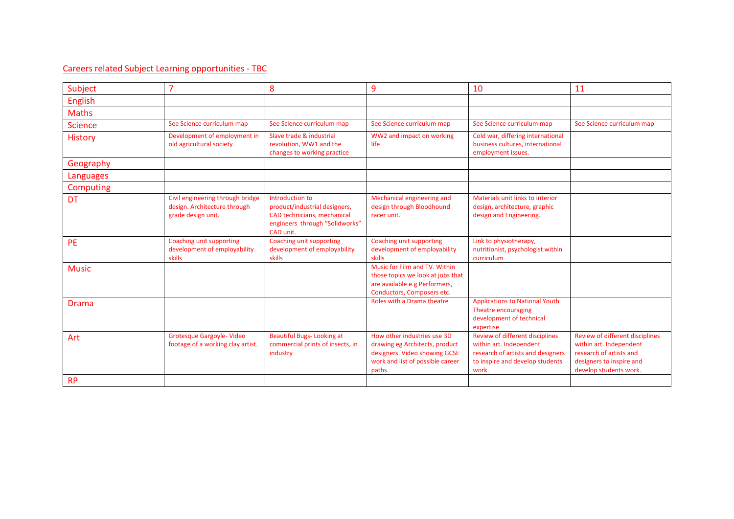Careers related Subject Learning opportunities - TBC

| Subject | 7 | 8 | 9 | 10 | 11 |
|---|---|---|---|---|---|
| English | | | | | |
| Maths | | | | | |
| Science | See Science curriculum map | See Science curriculum map | See Science curriculum map | See Science curriculum map | See Science curriculum map |
| History | Development of employment in old agricultural society | Slave trade & industrial revolution, WW1 and the changes to working practice | WW2 and impact on working life | Cold war, differing international business cultures, international employment issues. | |
| Geography | | | | | |
| Languages | | | | | |
| Computing | | | | | |
| DT | Civil engineering through bridge design. Architecture through grade design unit. | Introduction to product/industrial designers, CAD technicians, mechanical engineers through "Solidworks" CAD unit. | Mechanical engineering and design through Bloodhound racer unit. | Materials unit links to interior design, architecture, graphic design and Engineering. | |
| PE | Coaching unit supporting development of employability skills | Coaching unit supporting development of employability skills | Coaching unit supporting development of employability skills | Link to physiotherapy, nutritionist, psychologist within curriculum | |
| Music | | | Music for Film and TV. Within those topics we look at jobs that are available e.g Performers, Conductors, Composers etc. | | |
| Drama | | | Roles with a Drama theatre | Applications to National Youth Theatre encouraging development of technical expertise | |
| Art | Grotesque Gargoyle- Video footage of a working clay artist. | Beautiful Bugs- Looking at commercial prints of insects, in industry | How other industries use 3D drawing eg Architects, product designers. Video showing GCSE work and list of possible career paths. | Review of different disciplines within art. Independent research of artists and designers to inspire and develop students work. | Review of different disciplines within art. Independent research of artists and designers to inspire and develop students work. |
| RP | | | | | |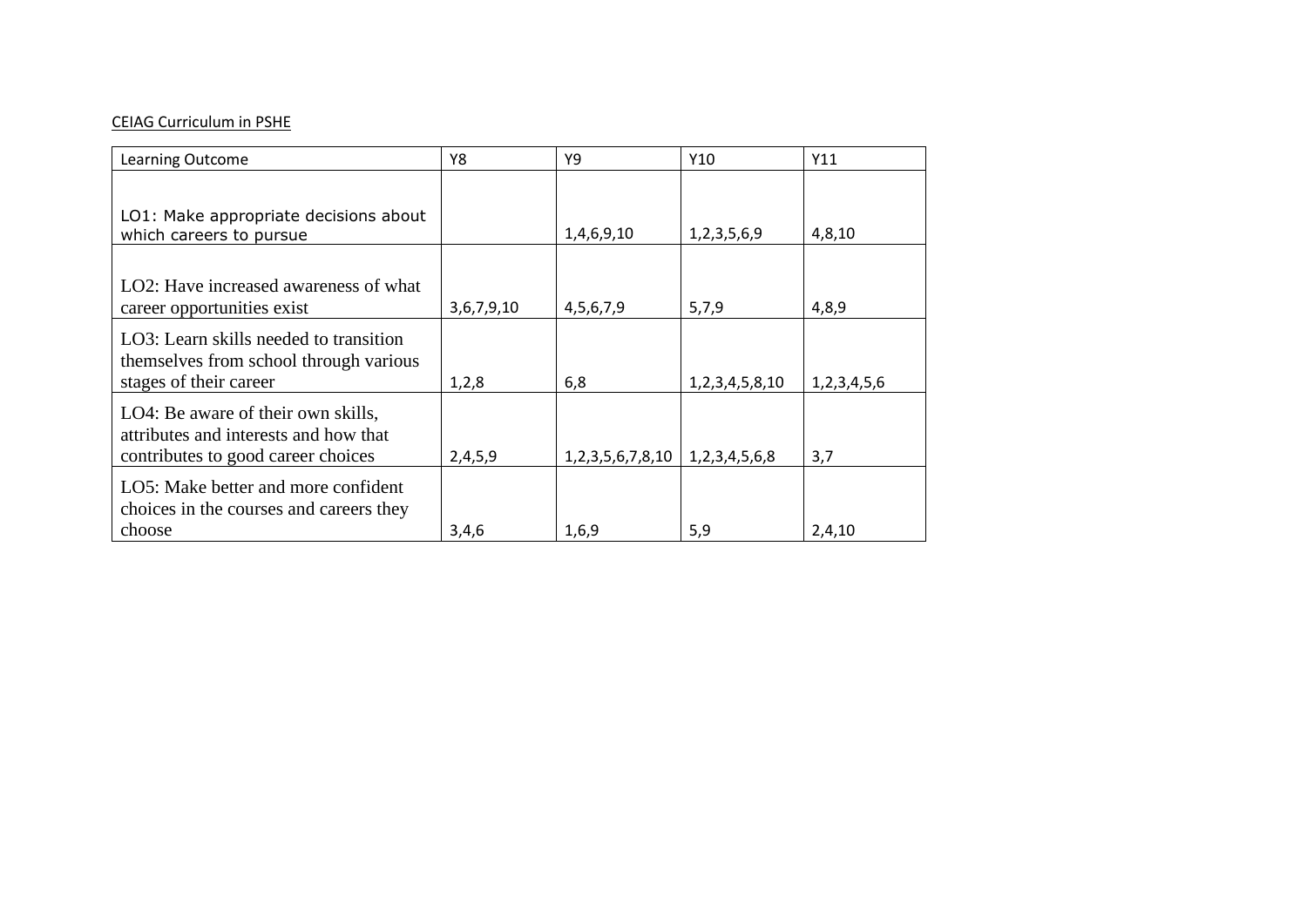CEIAG Curriculum in PSHE

| Learning Outcome | Y8 | Y9 | Y10 | Y11 |
|---|---|---|---|---|
| LO1: Make appropriate decisions about which careers to pursue | | 1,4,6,9,10 | 1,2,3,5,6,9 | 4,8,10 |
| LO2: Have increased awareness of what career opportunities exist | 3,6,7,9,10 | 4,5,6,7,9 | 5,7,9 | 4,8,9 |
| LO3: Learn skills needed to transition themselves from school through various stages of their career | 1,2,8 | 6,8 | 1,2,3,4,5,8,10 | 1,2,3,4,5,6 |
| LO4: Be aware of their own skills, attributes and interests and how that contributes to good career choices | 2,4,5,9 | 1,2,3,5,6,7,8,10 | 1,2,3,4,5,6,8 | 3,7 |
| LO5: Make better and more confident choices in the courses and careers they choose | 3,4,6 | 1,6,9 | 5,9 | 2,4,10 |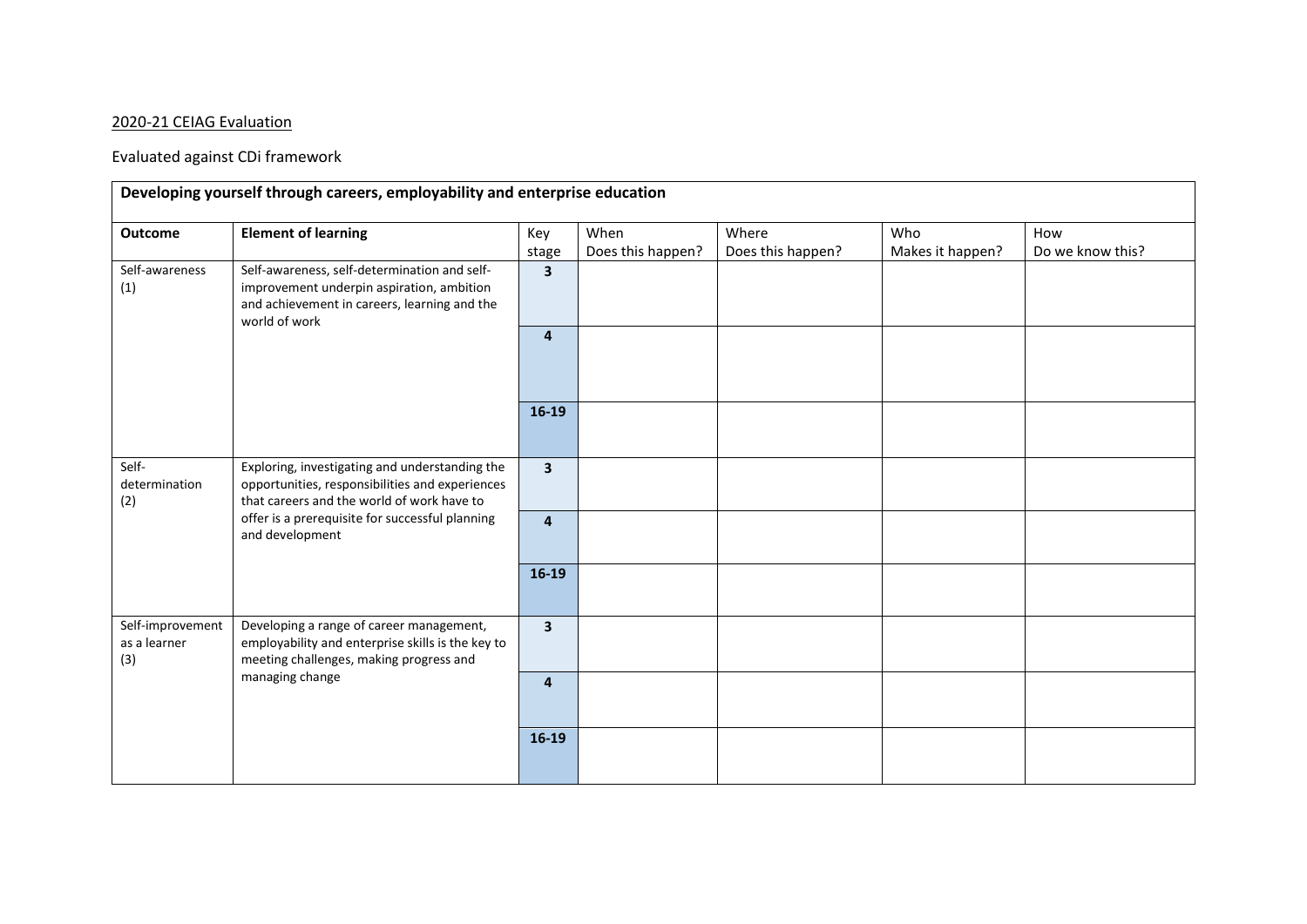2020-21 CEIAG Evaluation

Evaluated against CDi framework

| **Developing yourself through careers, employability and enterprise education** | | | | | | |
|---|---|---|---|---|---|---|
| **Outcome** | **Element of learning** | Key stage | When Does this happen? | Where Does this happen? | Who Makes it happen? | How Do we know this? |
| Self-awareness (1) | Self-awareness, self-determination and self-improvement underpin aspiration, ambition and achievement in careers, learning and the world of work | **3** | | | | |
| | | **4** | | | | |
| | | **16-19** | | | | |
| Self-determination (2) | Exploring, investigating and understanding the opportunities, responsibilities and experiences that careers and the world of work have to offer is a prerequisite for successful planning and development | **3** | | | | |
| | | **4** | | | | |
| | | **16-19** | | | | |
| Self-improvement as a learner (3) | Developing a range of career management, employability and enterprise skills is the key to meeting challenges, making progress and managing change | **3** | | | | |
| | | **4** | | | | |
| | | **16-19** | | | | |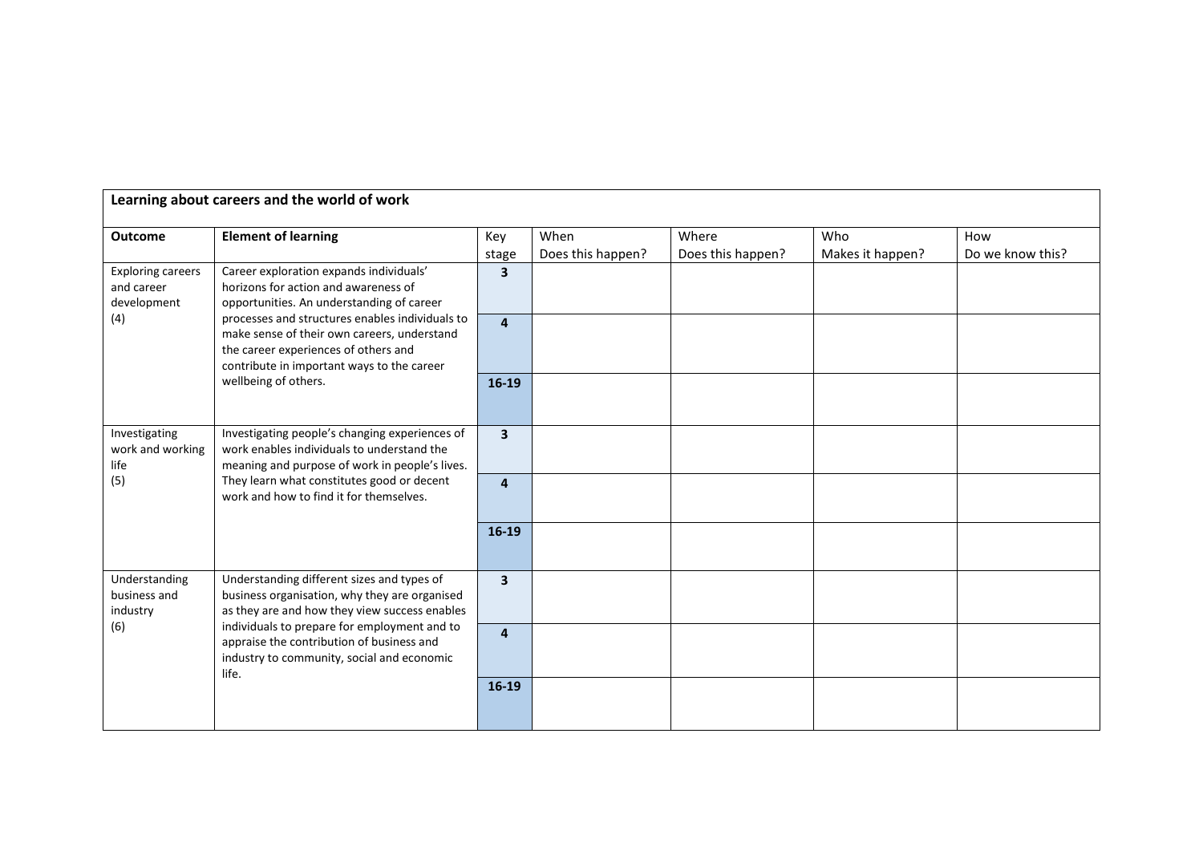| Learning about careers and the world of work | | | | | | |
|---|---|---|---|---|---|---|
| **Outcome** | **Element of learning** | Key stage | When Does this happen? | Where Does this happen? | Who Makes it happen? | How Do we know this? |
| Exploring careers and career development (4) | Career exploration expands individuals' horizons for action and awareness of opportunities. An understanding of career processes and structures enables individuals to make sense of their own careers, understand the career experiences of others and contribute in important ways to the career wellbeing of others. | **3** | | | | |
| | | **4** | | | | |
| | | **16-19** | | | | |
| Investigating work and working life (5) | Investigating people's changing experiences of work enables individuals to understand the meaning and purpose of work in people's lives. They learn what constitutes good or decent work and how to find it for themselves. | **3** | | | | |
| | | **4** | | | | |
| | | **16-19** | | | | |
| Understanding business and industry (6) | Understanding different sizes and types of business organisation, why they are organised as they are and how they view success enables individuals to prepare for employment and to appraise the contribution of business and industry to community, social and economic life. | **3** | | | | |
| | | **4** | | | | |
| | | **16-19** | | | | |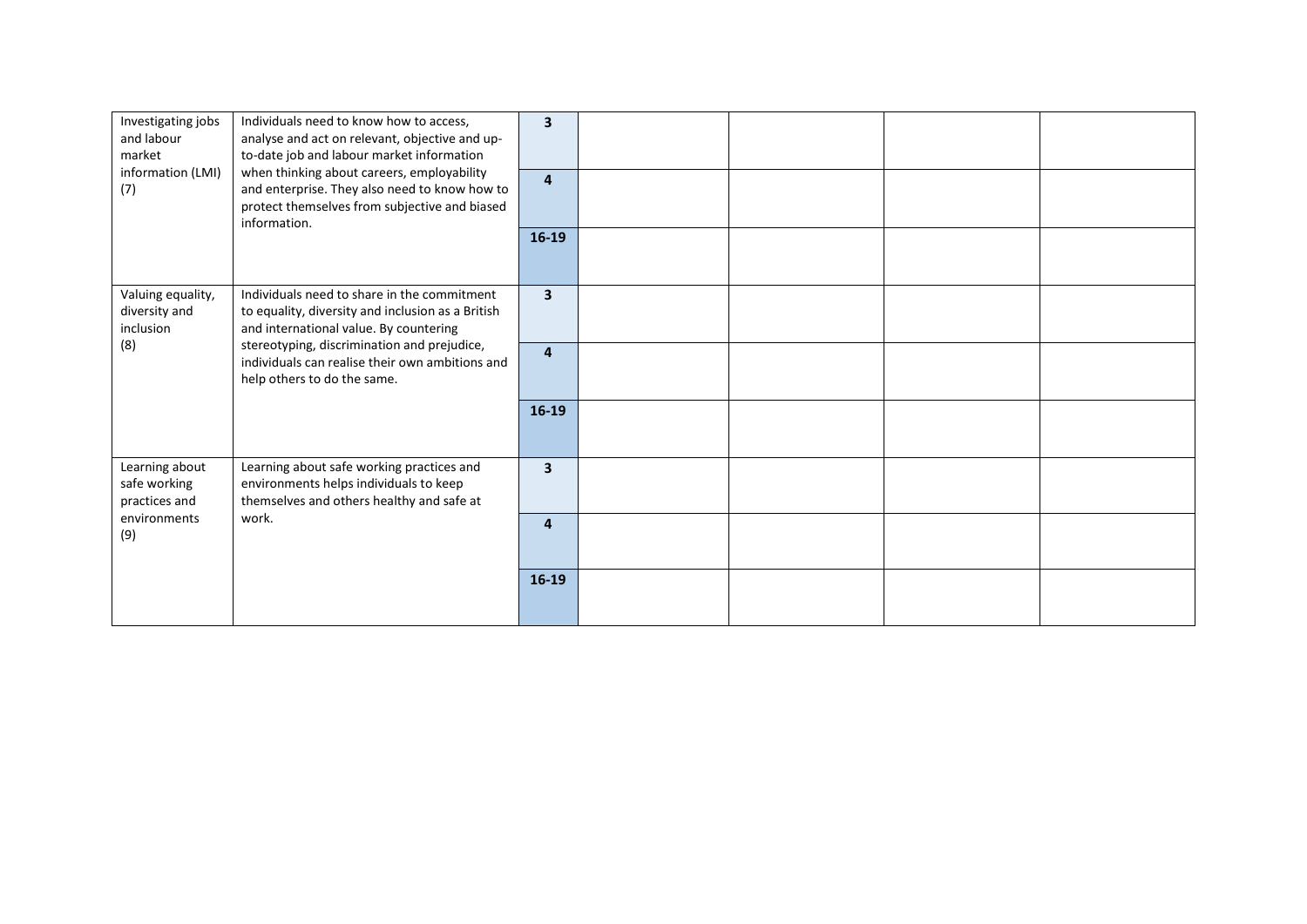| | | | | | | |
|---|---|---|---|---|---|---|
| Investigating jobs and labour market information (LMI) (7) | Individuals need to know how to access, analyse and act on relevant, objective and up-to-date job and labour market information when thinking about careers, employability and enterprise. They also need to know how to protect themselves from subjective and biased information. | **3** | | | | |
| | | **4** | | | | |
| | | **16-19** | | | | |
| Valuing equality, diversity and inclusion (8) | Individuals need to share in the commitment to equality, diversity and inclusion as a British and international value. By countering stereotyping, discrimination and prejudice, individuals can realise their own ambitions and help others to do the same. | **3** | | | | |
| | | **4** | | | | |
| | | **16-19** | | | | |
| Learning about safe working practices and environments (9) | Learning about safe working practices and environments helps individuals to keep themselves and others healthy and safe at work. | **3** | | | | |
| | | **4** | | | | |
| | | **16-19** | | | | |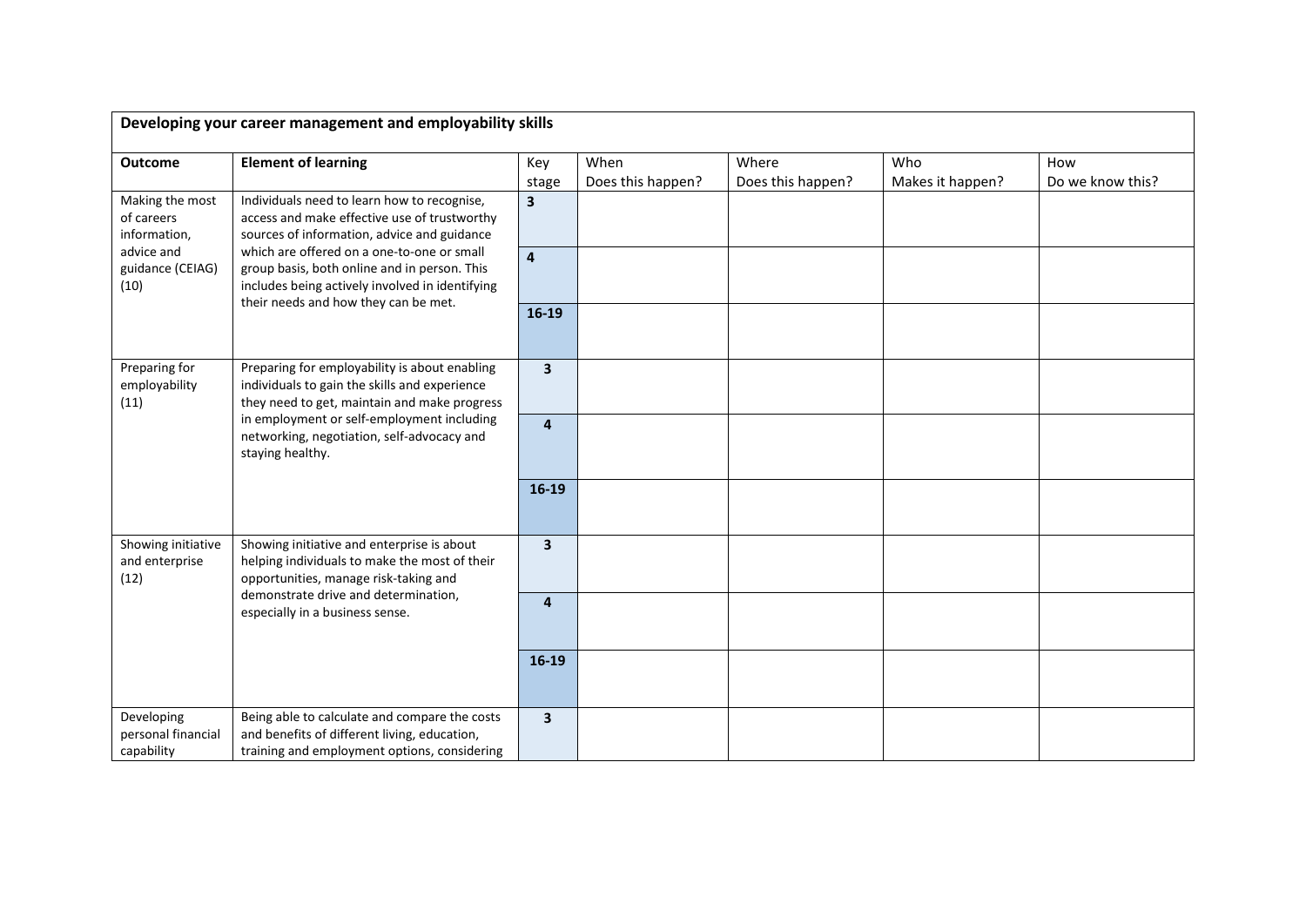| **Developing your career management and employability skills** | | | | | | |
|---|---|---|---|---|---|---|
| **Outcome** | **Element of learning** | Key stage | When Does this happen? | Where Does this happen? | Who Makes it happen? | How Do we know this? |
| Making the most of careers information, advice and guidance (CEIAG) (10) | Individuals need to learn how to recognise, access and make effective use of trustworthy sources of information, advice and guidance which are offered on a one-to-one or small group basis, both online and in person. This includes being actively involved in identifying their needs and how they can be met. | **3** | | | | |
| | | **4** | | | | |
| | | **16-19** | | | | |
| Preparing for employability (11) | Preparing for employability is about enabling individuals to gain the skills and experience they need to get, maintain and make progress in employment or self-employment including networking, negotiation, self-advocacy and staying healthy. | **3** | | | | |
| | | **4** | | | | |
| | | **16-19** | | | | |
| Showing initiative and enterprise (12) | Showing initiative and enterprise is about helping individuals to make the most of their opportunities, manage risk-taking and demonstrate drive and determination, especially in a business sense. | **3** | | | | |
| | | **4** | | | | |
| | | **16-19** | | | | |
| Developing personal financial capability | Being able to calculate and compare the costs and benefits of different living, education, training and employment options, considering | **3** | | | | |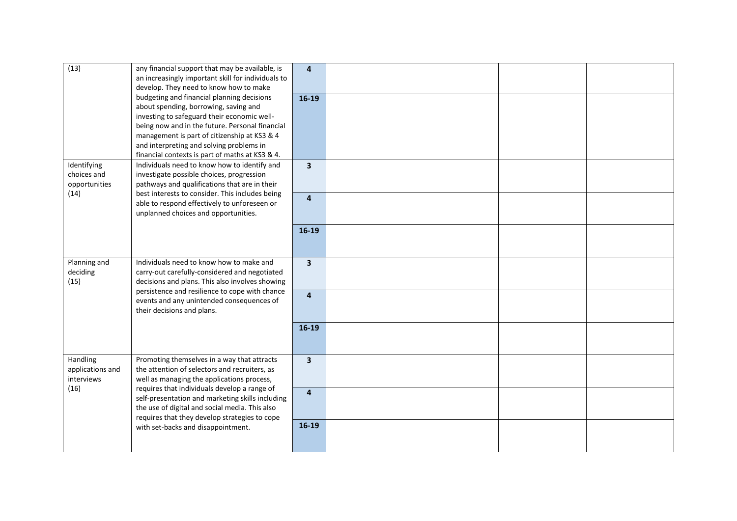| (13) | any financial support that may be available, is an increasingly important skill for individuals to develop. They need to know how to make budgeting and financial planning decisions about spending, borrowing, saving and investing to safeguard their economic well-being now and in the future. Personal financial management is part of citizenship at KS3 & 4 and interpreting and solving problems in financial contexts is part of maths at KS3 & 4. | **4** | | | | |
|---|---|---|---|---|---|---|
| | | **16-19** | | | | |
| Identifying choices and opportunities (14) | Individuals need to know how to identify and investigate possible choices, progression pathways and qualifications that are in their best interests to consider. This includes being able to respond effectively to unforeseen or unplanned choices and opportunities. | **3** | | | | |
| | | **4** | | | | |
| | | **16-19** | | | | |
| Planning and deciding (15) | Individuals need to know how to make and carry-out carefully-considered and negotiated decisions and plans. This also involves showing persistence and resilience to cope with chance events and any unintended consequences of their decisions and plans. | **3** | | | | |
| | | **4** | | | | |
| | | **16-19** | | | | |
| Handling applications and interviews (16) | Promoting themselves in a way that attracts the attention of selectors and recruiters, as well as managing the applications process, requires that individuals develop a range of self-presentation and marketing skills including the use of digital and social media. This also requires that they develop strategies to cope with set-backs and disappointment. | **3** | | | | |
| | | **4** | | | | |
| | | **16-19** | | | | |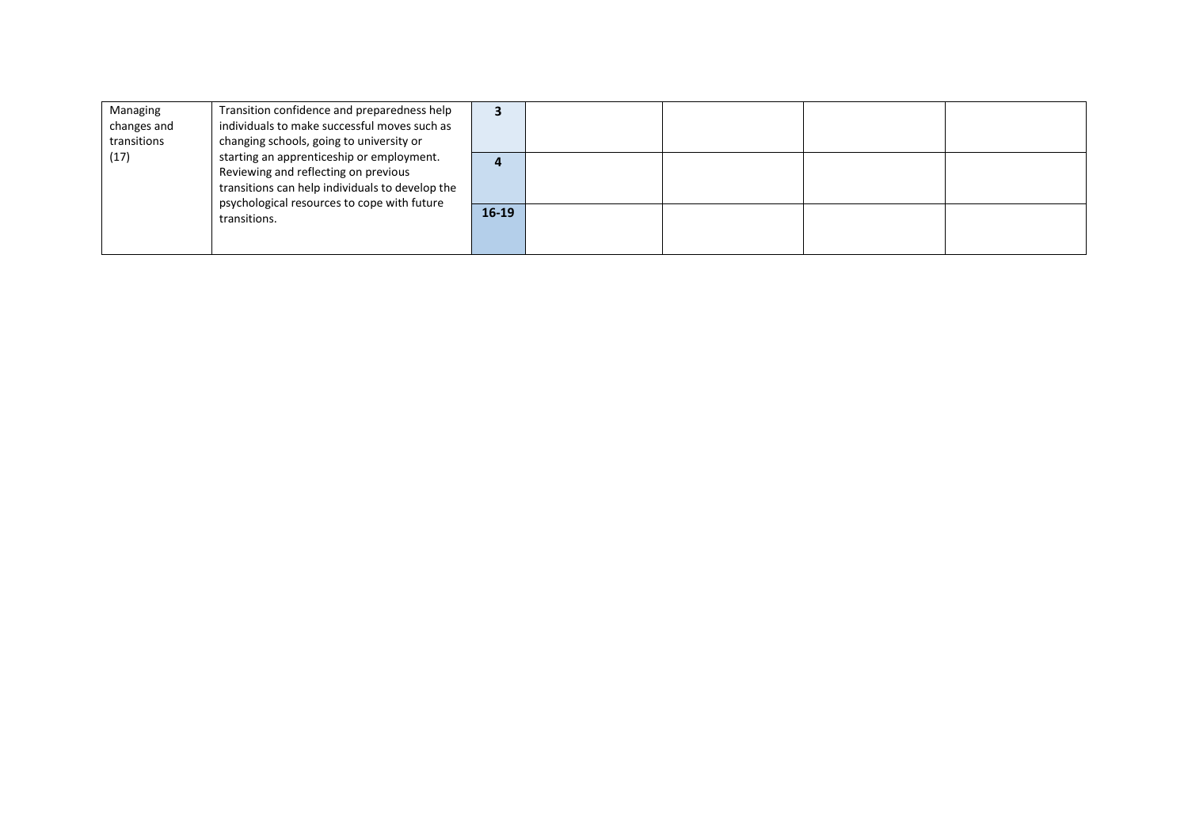| | | | | | | |
|---|---|---|---|---|---|---|
| Managing changes and transitions (17) | Transition confidence and preparedness help individuals to make successful moves such as changing schools, going to university or starting an apprenticeship or employment. Reviewing and reflecting on previous transitions can help individuals to develop the psychological resources to cope with future transitions. | **3** | | | | |
| | | **4** | | | | |
| | | **16-19** | | | | |